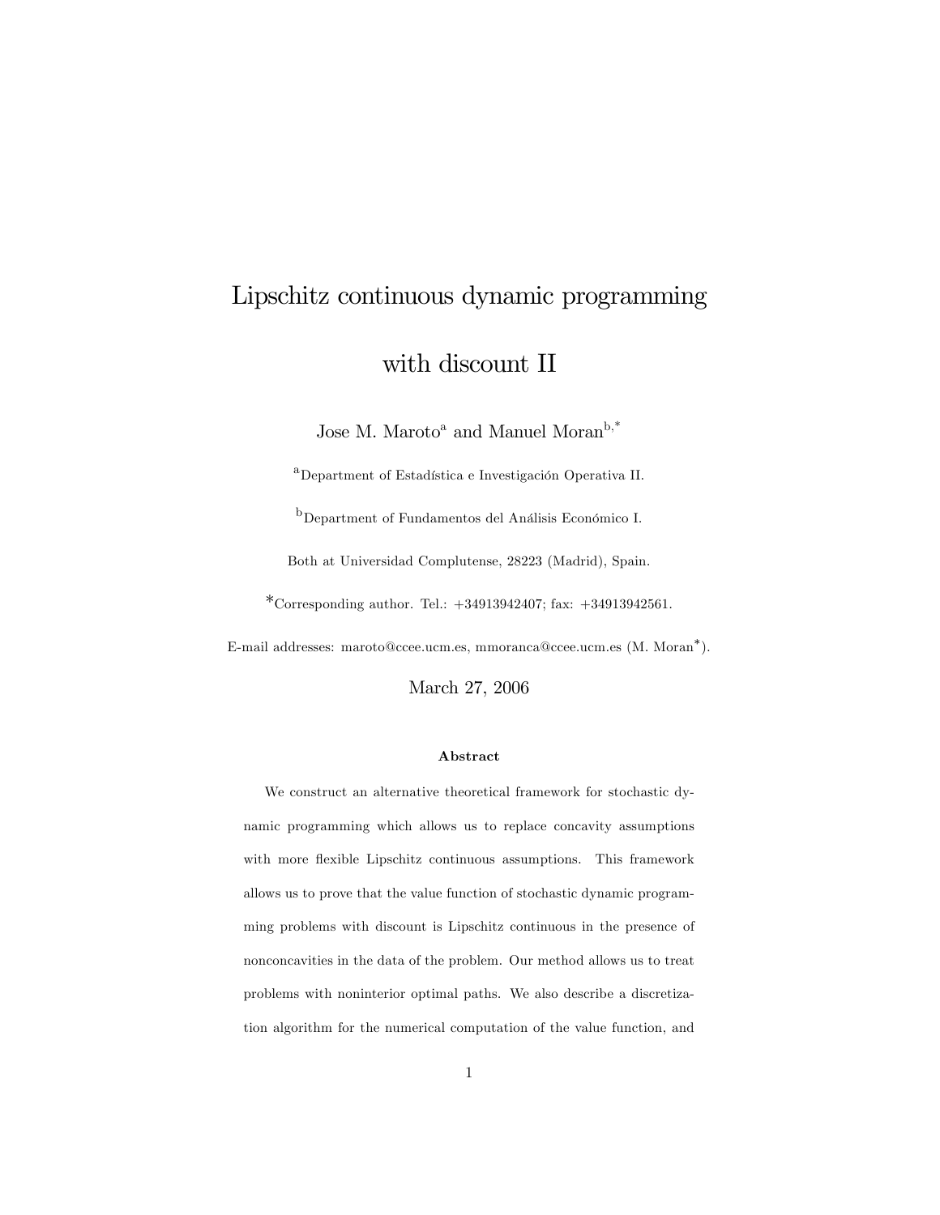# Lipschitz continuous dynamic programming with discount II

Jose M. Maroto[a] and Manuel Moran[b,*]

[a]Department of Estadística e Investigación Operativa II.

[b]Department of Fundamentos del Análisis Económico I.

Both at Universidad Complutense, 28223 (Madrid), Spain.

*Corresponding author. Tel.: +34913942407; fax: +34913942561.

E-mail addresses: maroto@ccee.ucm.es, mmoranca@ccee.ucm.es (M. Moran*).

March 27, 2006

**Abstract**

We construct an alternative theoretical framework for stochastic dynamic programming which allows us to replace concavity assumptions with more flexible Lipschitz continuous assumptions. This framework allows us to prove that the value function of stochastic dynamic programming problems with discount is Lipschitz continuous in the presence of nonconcavities in the data of the problem. Our method allows us to treat problems with noninterior optimal paths. We also describe a discretization algorithm for the numerical computation of the value function, and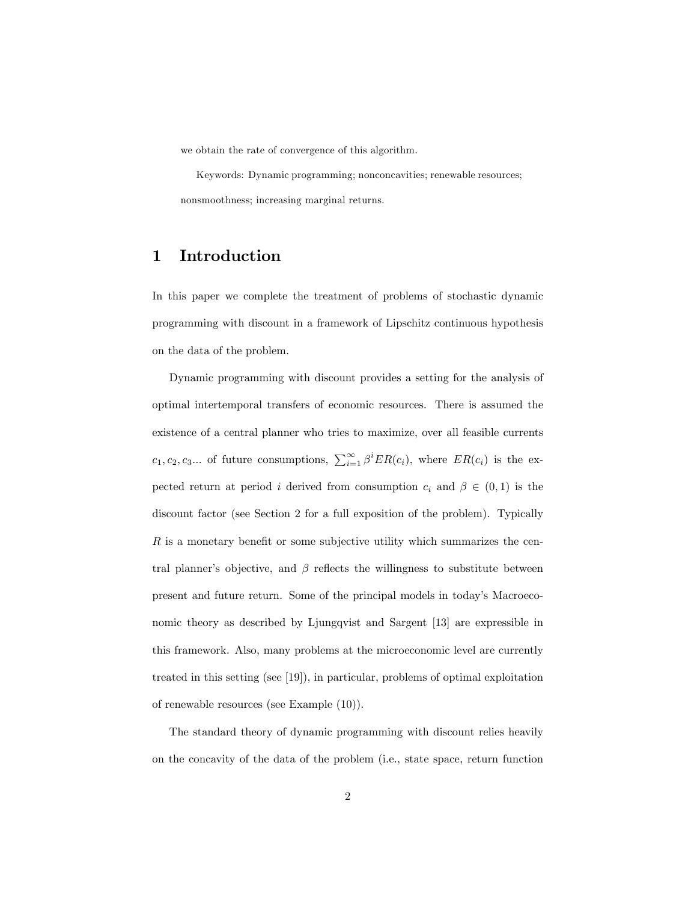we obtain the rate of convergence of this algorithm.

Keywords: Dynamic programming; nonconcavities; renewable resources; nonsmoothness; increasing marginal returns.

# 1 Introduction

In this paper we complete the treatment of problems of stochastic dynamic programming with discount in a framework of Lipschitz continuous hypothesis on the data of the problem.

Dynamic programming with discount provides a setting for the analysis of optimal intertemporal transfers of economic resources. There is assumed the existence of a central planner who tries to maximize, over all feasible currents $c_1, c_2, c_3...$ of future consumptions, $\sum_{i=1}^{\infty} \beta^i ER(c_i)$, where $ER(c_i)$ is the expected return at period $i$ derived from consumption $c_i$ and $\beta \in (0,1)$ is the discount factor (see Section 2 for a full exposition of the problem). Typically $R$ is a monetary benefit or some subjective utility which summarizes the central planner's objective, and $\beta$ reflects the willingness to substitute between present and future return. Some of the principal models in today's Macroeconomic theory as described by Ljungqvist and Sargent [13] are expressible in this framework. Also, many problems at the microeconomic level are currently treated in this setting (see [19]), in particular, problems of optimal exploitation of renewable resources (see Example (10)).

The standard theory of dynamic programming with discount relies heavily on the concavity of the data of the problem (i.e., state space, return function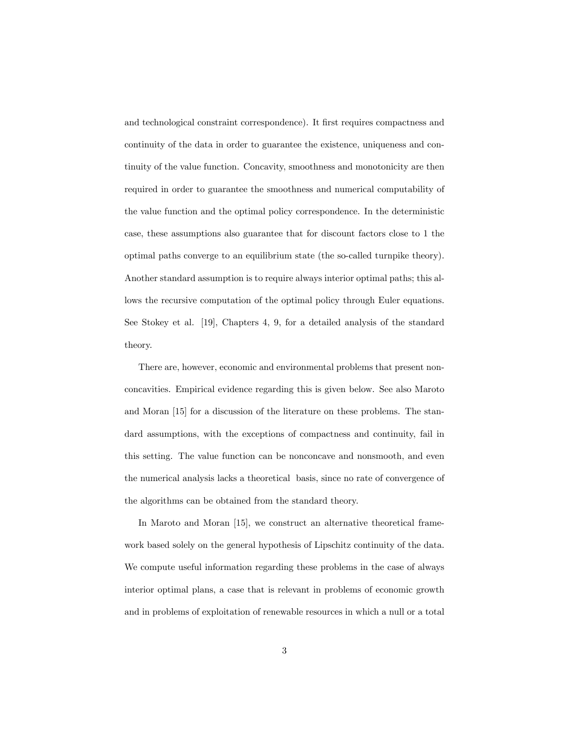and technological constraint correspondence). It first requires compactness and continuity of the data in order to guarantee the existence, uniqueness and continuity of the value function. Concavity, smoothness and monotonicity are then required in order to guarantee the smoothness and numerical computability of the value function and the optimal policy correspondence. In the deterministic case, these assumptions also guarantee that for discount factors close to 1 the optimal paths converge to an equilibrium state (the so-called turnpike theory). Another standard assumption is to require always interior optimal paths; this allows the recursive computation of the optimal policy through Euler equations. See Stokey et al. [19], Chapters 4, 9, for a detailed analysis of the standard theory.

There are, however, economic and environmental problems that present nonconcavities. Empirical evidence regarding this is given below. See also Maroto and Moran [15] for a discussion of the literature on these problems. The standard assumptions, with the exceptions of compactness and continuity, fail in this setting. The value function can be nonconcave and nonsmooth, and even the numerical analysis lacks a theoretical basis, since no rate of convergence of the algorithms can be obtained from the standard theory.

In Maroto and Moran [15], we construct an alternative theoretical framework based solely on the general hypothesis of Lipschitz continuity of the data. We compute useful information regarding these problems in the case of always interior optimal plans, a case that is relevant in problems of economic growth and in problems of exploitation of renewable resources in which a null or a total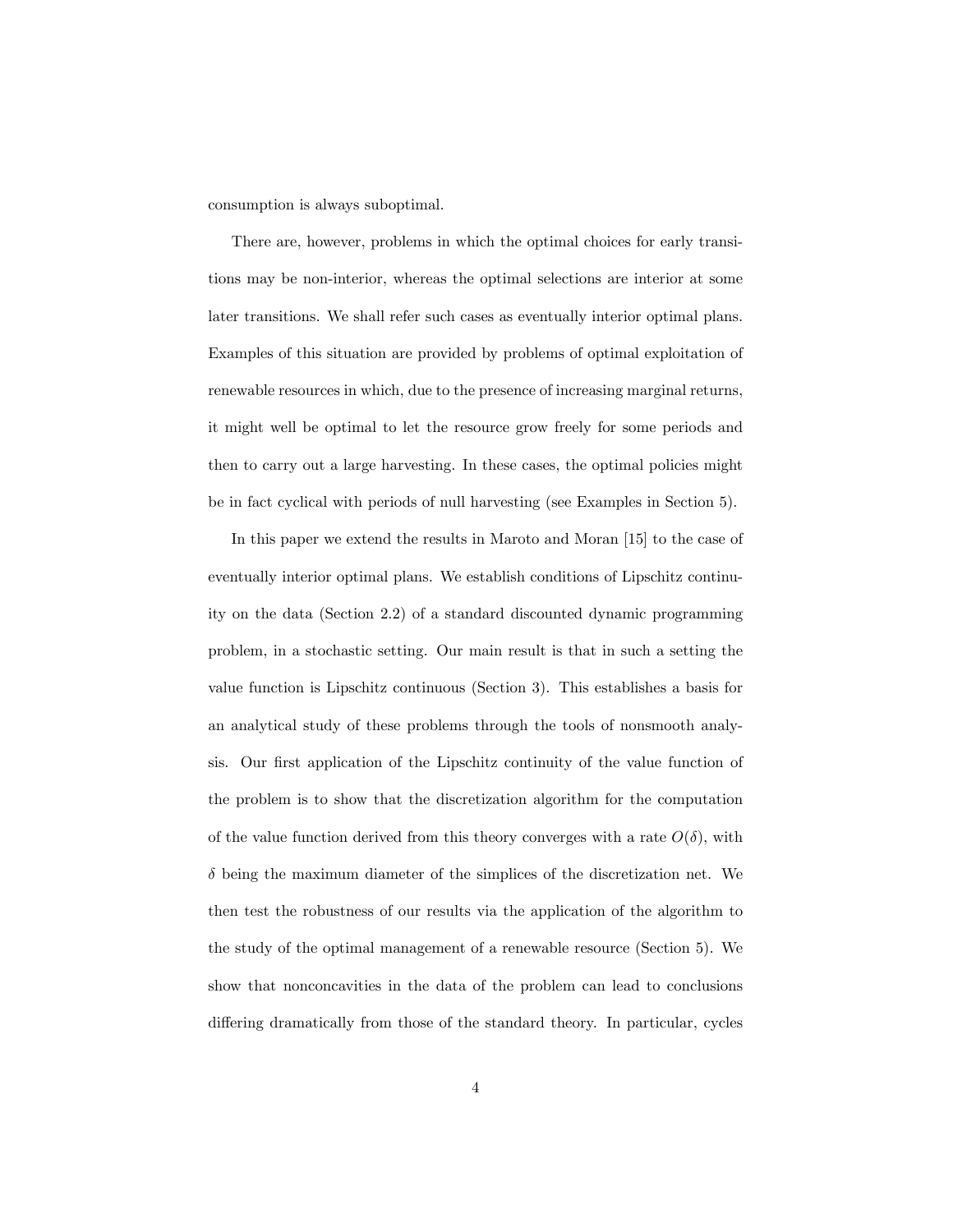consumption is always suboptimal.

There are, however, problems in which the optimal choices for early transitions may be non-interior, whereas the optimal selections are interior at some later transitions. We shall refer such cases as eventually interior optimal plans. Examples of this situation are provided by problems of optimal exploitation of renewable resources in which, due to the presence of increasing marginal returns, it might well be optimal to let the resource grow freely for some periods and then to carry out a large harvesting. In these cases, the optimal policies might be in fact cyclical with periods of null harvesting (see Examples in Section 5).

In this paper we extend the results in Maroto and Moran [15] to the case of eventually interior optimal plans. We establish conditions of Lipschitz continuity on the data (Section 2.2) of a standard discounted dynamic programming problem, in a stochastic setting. Our main result is that in such a setting the value function is Lipschitz continuous (Section 3). This establishes a basis for an analytical study of these problems through the tools of nonsmooth analysis. Our first application of the Lipschitz continuity of the value function of the problem is to show that the discretization algorithm for the computation of the value function derived from this theory converges with a rate $O(\delta)$, with $\delta$ being the maximum diameter of the simplices of the discretization net. We then test the robustness of our results via the application of the algorithm to the study of the optimal management of a renewable resource (Section 5). We show that nonconcavities in the data of the problem can lead to conclusions differing dramatically from those of the standard theory. In particular, cycles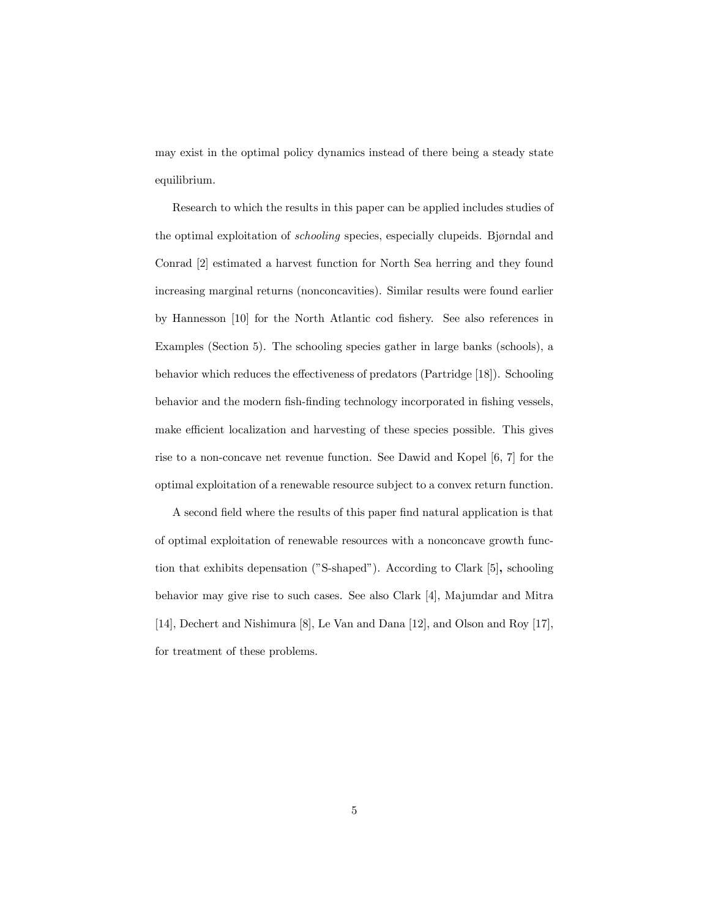may exist in the optimal policy dynamics instead of there being a steady state equilibrium.

Research to which the results in this paper can be applied includes studies of the optimal exploitation of *schooling* species, especially clupeids. Bjørndal and Conrad [2] estimated a harvest function for North Sea herring and they found increasing marginal returns (nonconcavities). Similar results were found earlier by Hannesson [10] for the North Atlantic cod fishery. See also references in Examples (Section 5). The schooling species gather in large banks (schools), a behavior which reduces the effectiveness of predators (Partridge [18]). Schooling behavior and the modern fish-finding technology incorporated in fishing vessels, make efficient localization and harvesting of these species possible. This gives rise to a non-concave net revenue function. See Dawid and Kopel [6, 7] for the optimal exploitation of a renewable resource subject to a convex return function.

A second field where the results of this paper find natural application is that of optimal exploitation of renewable resources with a nonconcave growth function that exhibits depensation ("S-shaped"). According to Clark [5], schooling behavior may give rise to such cases. See also Clark [4], Majumdar and Mitra [14], Dechert and Nishimura [8], Le Van and Dana [12], and Olson and Roy [17], for treatment of these problems.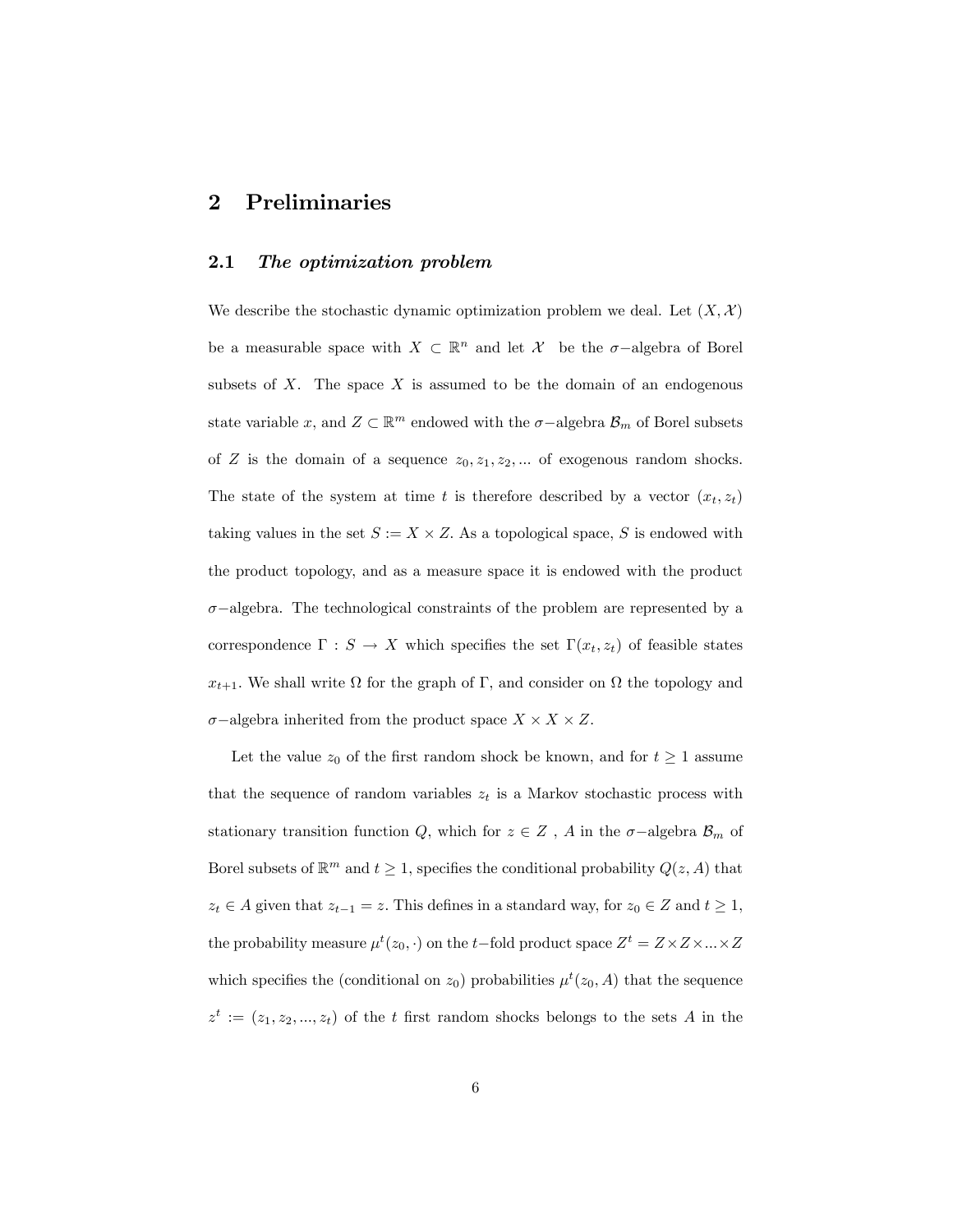# 2 Preliminaries

## 2.1 *The optimization problem*

We describe the stochastic dynamic optimization problem we deal. Let $(X, \mathcal{X})$ be a measurable space with $X \subset \mathbb{R}^n$ and let $\mathcal{X}$ be the $\sigma-$algebra of Borel subsets of $X$. The space $X$ is assumed to be the domain of an endogenous state variable $x$, and $Z \subset \mathbb{R}^m$ endowed with the $\sigma-$algebra $\mathcal{B}_m$ of Borel subsets of $Z$ is the domain of a sequence $z_0, z_1, z_2, ...$ of exogenous random shocks. The state of the system at time $t$ is therefore described by a vector $(x_t, z_t)$ taking values in the set $S := X \times Z$. As a topological space, $S$ is endowed with the product topology, and as a measure space it is endowed with the product $\sigma-$algebra. The technological constraints of the problem are represented by a correspondence $\Gamma : S \to X$ which specifies the set $\Gamma(x_t, z_t)$ of feasible states $x_{t+1}$. We shall write $\Omega$ for the graph of $\Gamma$, and consider on $\Omega$ the topology and $\sigma-$algebra inherited from the product space $X \times X \times Z$.

Let the value $z_0$ of the first random shock be known, and for $t \geq 1$ assume that the sequence of random variables $z_t$ is a Markov stochastic process with stationary transition function $Q$, which for $z \in Z$ , $A$ in the $\sigma-$algebra $\mathcal{B}_m$ of Borel subsets of $\mathbb{R}^m$ and $t \geq 1$, specifies the conditional probability $Q(z, A)$ that $z_t \in A$ given that $z_{t-1} = z$. This defines in a standard way, for $z_0 \in Z$ and $t \geq 1$, the probability measure $\mu^t(z_0, \cdot)$ on the $t-$fold product space $Z^t = Z \times Z \times ... \times Z$ which specifies the (conditional on $z_0$) probabilities $\mu^t(z_0, A)$ that the sequence $z^t := (z_1, z_2, ..., z_t)$ of the $t$ first random shocks belongs to the sets $A$ in the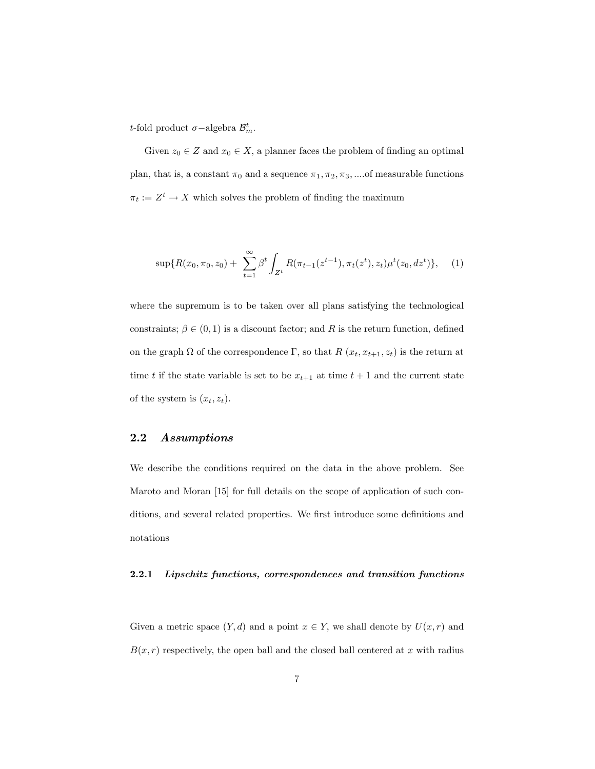$t$-fold product $\sigma-$algebra $\mathcal{B}_m^t$.

Given $z_0 \in Z$ and $x_0 \in X$, a planner faces the problem of finding an optimal plan, that is, a constant $\pi_0$ and a sequence $\pi_1, \pi_2, \pi_3, ....$of measurable functions $\pi_t := Z^t \to X$ which solves the problem of finding the maximum

$$\sup\{R(x_0, \pi_0, z_0) + \sum_{t=1}^{\infty} \beta^t \int_{Z^t} R(\pi_{t-1}(z^{t-1}), \pi_t(z^t), z_t)\mu^t(z_0, dz^t)\}, \quad (1)$$

where the supremum is to be taken over all plans satisfying the technological constraints; $\beta \in (0,1)$ is a discount factor; and $R$ is the return function, defined on the graph $\Omega$ of the correspondence $\Gamma$, so that $R\ (x_t, x_{t+1}, z_t)$ is the return at time $t$ if the state variable is set to be $x_{t+1}$ at time $t+1$ and the current state of the system is $(x_t, z_t)$.

## 2.2 *Assumptions*

We describe the conditions required on the data in the above problem. See Maroto and Moran [15] for full details on the scope of application of such conditions, and several related properties. We first introduce some definitions and notations

### 2.2.1 *Lipschitz functions, correspondences and transition functions*

Given a metric space $(Y, d)$ and a point $x \in Y$, we shall denote by $U(x, r)$ and $B(x, r)$ respectively, the open ball and the closed ball centered at $x$ with radius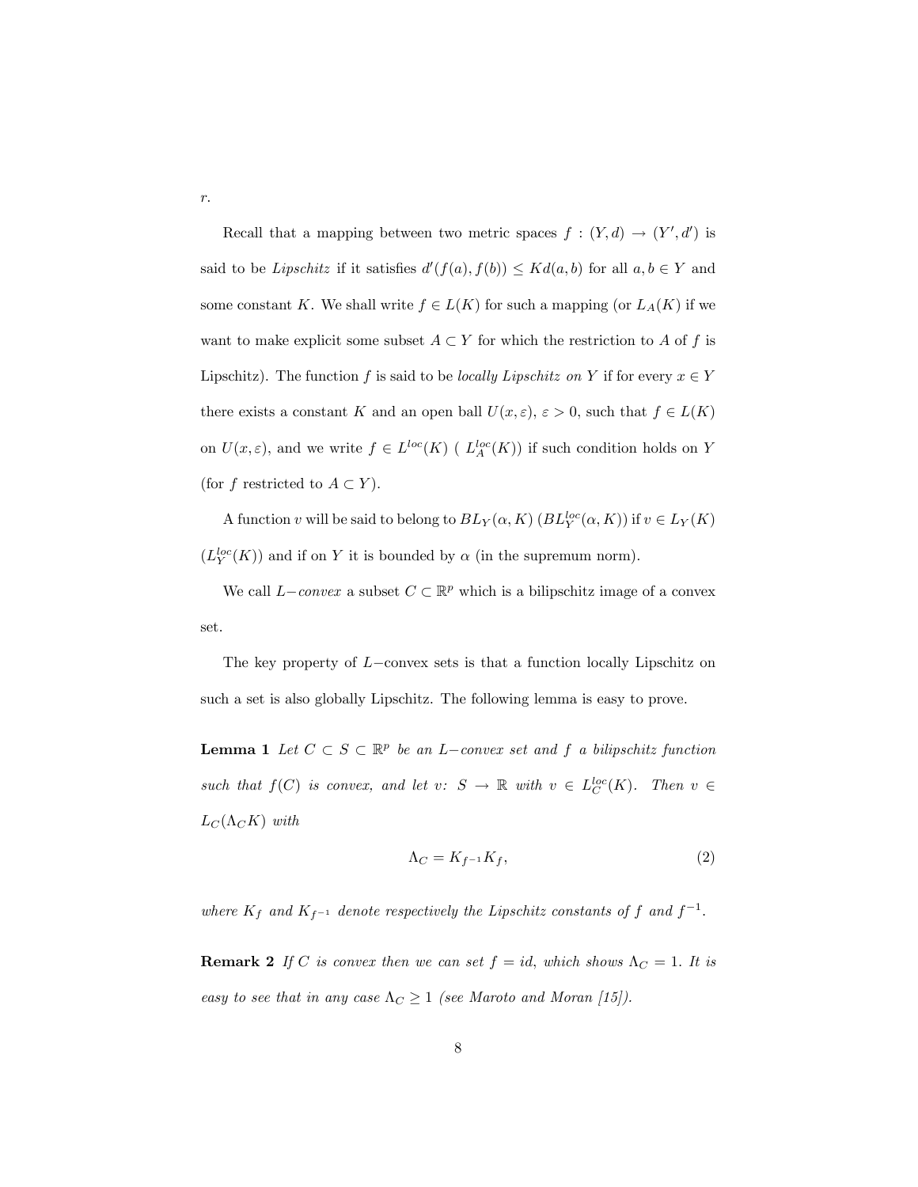$r$.

Recall that a mapping between two metric spaces $f : (Y, d) \to (Y', d')$ is said to be *Lipschitz* if it satisfies $d'(f(a), f(b)) \leq Kd(a, b)$ for all $a, b \in Y$ and some constant $K$. We shall write $f \in L(K)$ for such a mapping (or $L_A(K)$ if we want to make explicit some subset $A \subset Y$ for which the restriction to $A$ of $f$ is Lipschitz). The function $f$ is said to be *locally Lipschitz on* $Y$ if for every $x \in Y$ there exists a constant $K$ and an open ball $U(x, \varepsilon)$, $\varepsilon > 0$, such that $f \in L(K)$ on $U(x, \varepsilon)$, and we write $f \in L^{loc}(K)$ ( $L_A^{loc}(K)$) if such condition holds on $Y$ (for $f$ restricted to $A \subset Y$).

A function $v$ will be said to belong to $BL_Y(\alpha, K)$ ($BL_Y^{loc}(\alpha, K)$) if $v \in L_Y(K)$ ($L_Y^{loc}(K)$) and if on $Y$ it is bounded by $\alpha$ (in the supremum norm).

We call $L-$*convex* a subset $C \subset \mathbb{R}^p$ which is a bilipschitz image of a convex set.

The key property of $L-$convex sets is that a function locally Lipschitz on such a set is also globally Lipschitz. The following lemma is easy to prove.

**Lemma 1** *Let $C \subset S \subset \mathbb{R}^p$ be an $L-$convex set and $f$ a bilipschitz function such that $f(C)$ is convex, and let $v$: $S \to \mathbb{R}$ with $v \in L_C^{loc}(K)$. Then $v \in L_C(\Lambda_C K)$ with*

$$\Lambda_C = K_{f^{-1}} K_f, \tag{2}$$

*where $K_f$ and $K_{f^{-1}}$ denote respectively the Lipschitz constants of $f$ and $f^{-1}$.*

**Remark 2** *If $C$ is convex then we can set $f = id$, which shows $\Lambda_C = 1$. It is easy to see that in any case $\Lambda_C \geq 1$ (see Maroto and Moran [15]).*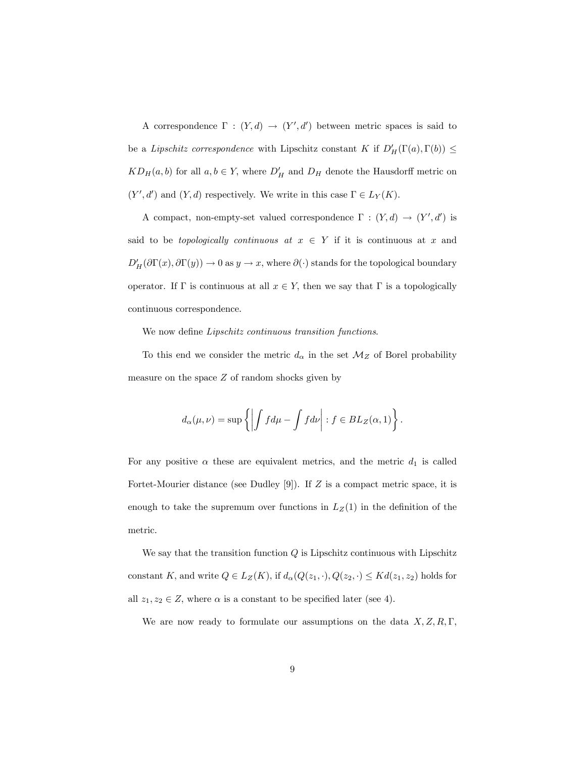A correspondence $\Gamma : (Y, d) \to (Y', d')$ between metric spaces is said to be a *Lipschitz correspondence* with Lipschitz constant $K$ if $D'_H(\Gamma(a), \Gamma(b)) \leq KD_H(a, b)$ for all $a, b \in Y$, where $D'_H$ and $D_H$ denote the Hausdorff metric on $(Y', d')$ and $(Y, d)$ respectively. We write in this case $\Gamma \in L_Y(K)$.

A compact, non-empty-set valued correspondence $\Gamma : (Y, d) \to (Y', d')$ is said to be *topologically continuous at* $x \in Y$ if it is continuous at $x$ and $D'_H(\partial\Gamma(x), \partial\Gamma(y)) \to 0$ as $y \to x$, where $\partial(\cdot)$ stands for the topological boundary operator. If $\Gamma$ is continuous at all $x \in Y$, then we say that $\Gamma$ is a topologically continuous correspondence.

We now define *Lipschitz continuous transition functions*.

To this end we consider the metric $d_\alpha$ in the set $\mathcal{M}_Z$ of Borel probability measure on the space $Z$ of random shocks given by

$$d_\alpha(\mu, \nu) = \sup \left\{ \left| \int f d\mu - \int f d\nu \right| : f \in BL_Z(\alpha, 1) \right\}.$$

For any positive $\alpha$ these are equivalent metrics, and the metric $d_1$ is called Fortet-Mourier distance (see Dudley [9]). If $Z$ is a compact metric space, it is enough to take the supremum over functions in $L_Z(1)$ in the definition of the metric.

We say that the transition function $Q$ is Lipschitz continuous with Lipschitz constant $K$, and write $Q \in L_Z(K)$, if $d_\alpha(Q(z_1, \cdot), Q(z_2, \cdot) \leq Kd(z_1, z_2)$ holds for all $z_1, z_2 \in Z$, where $\alpha$ is a constant to be specified later (see 4).

We are now ready to formulate our assumptions on the data $X, Z, R, \Gamma$,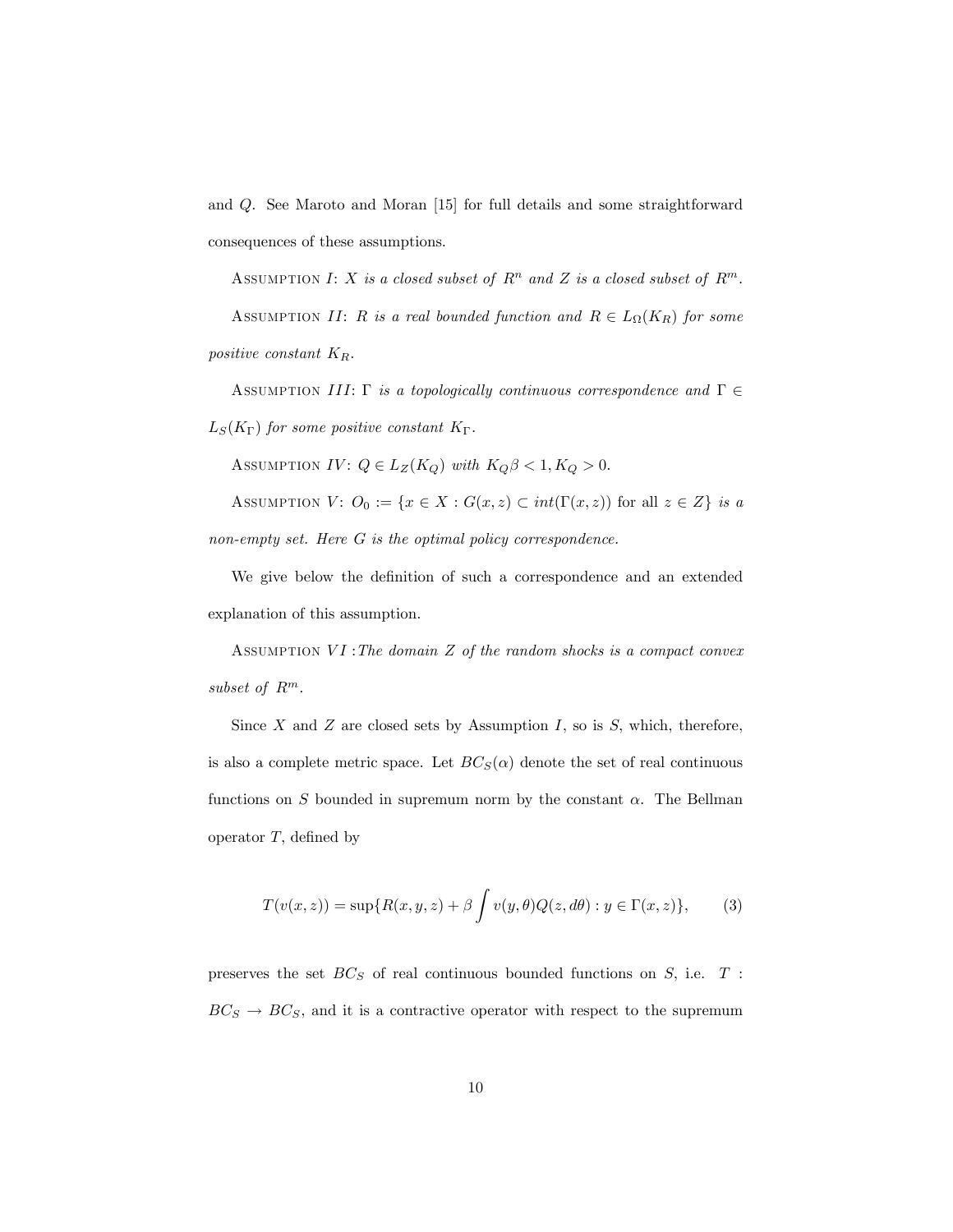and $Q$. See Maroto and Moran [15] for full details and some straightforward consequences of these assumptions.

Assumption $I$: *$X$ is a closed subset of $R^n$ and $Z$ is a closed subset of $R^m$.*

Assumption $II$: *$R$ is a real bounded function and $R \in L_\Omega(K_R)$ for some positive constant $K_R$.*

Assumption $III$: *$\Gamma$ is a topologically continuous correspondence and $\Gamma \in L_S(K_\Gamma)$ for some positive constant $K_\Gamma$.*

Assumption $IV$: *$Q \in L_Z(K_Q)$ with $K_Q\beta < 1, K_Q > 0$.*

Assumption $V$: *$O_0 := \{x \in X : G(x,z) \subset int(\Gamma(x,z))$ for all $z \in Z\}$ is a non-empty set. Here $G$ is the optimal policy correspondence.*

We give below the definition of such a correspondence and an extended explanation of this assumption.

Assumption $VI$ :*The domain $Z$ of the random shocks is a compact convex subset of $R^m$.*

Since $X$ and $Z$ are closed sets by Assumption $I$, so is $S$, which, therefore, is also a complete metric space. Let $BC_S(\alpha)$ denote the set of real continuous functions on $S$ bounded in supremum norm by the constant $\alpha$. The Bellman operator $T$, defined by

$$T(v(x,z)) = \sup\{R(x,y,z) + \beta \int v(y,\theta)Q(z,d\theta) : y \in \Gamma(x,z)\}, \qquad (3)$$

preserves the set $BC_S$ of real continuous bounded functions on $S$, i.e. $T : BC_S \to BC_S$, and it is a contractive operator with respect to the supremum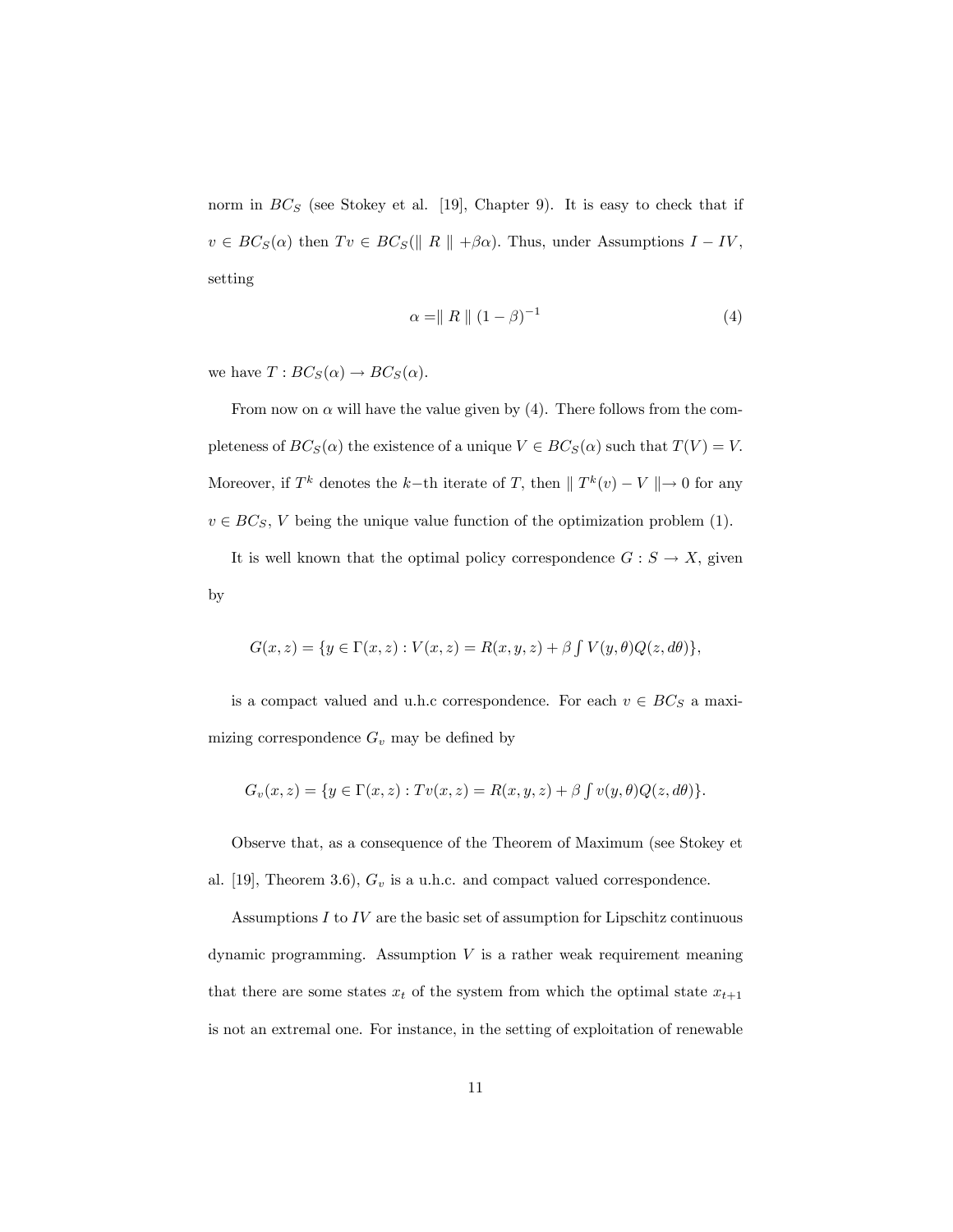norm in $BC_S$ (see Stokey et al. [19], Chapter 9). It is easy to check that if $v \in BC_S(\alpha)$ then $Tv \in BC_S(\| R \| + \beta\alpha)$. Thus, under Assumptions $I - IV$, setting

$$\alpha = \| R \| (1-\beta)^{-1} \tag{4}$$

we have $T : BC_S(\alpha) \to BC_S(\alpha)$.

From now on $\alpha$ will have the value given by (4). There follows from the completeness of $BC_S(\alpha)$ the existence of a unique $V \in BC_S(\alpha)$ such that $T(V) = V$. Moreover, if $T^k$ denotes the $k-$th iterate of $T$, then $\| T^k(v) - V \| \to 0$ for any $v \in BC_S$, $V$ being the unique value function of the optimization problem (1).

It is well known that the optimal policy correspondence $G : S \to X$, given by

$$G(x,z) = \{y \in \Gamma(x,z) : V(x,z) = R(x,y,z) + \beta \textstyle\int V(y,\theta)Q(z,d\theta)\},$$

is a compact valued and u.h.c correspondence. For each $v \in BC_S$ a maximizing correspondence $G_v$ may be defined by

$$G_v(x,z) = \{y \in \Gamma(x,z) : Tv(x,z) = R(x,y,z) + \beta \textstyle\int v(y,\theta)Q(z,d\theta)\}.$$

Observe that, as a consequence of the Theorem of Maximum (see Stokey et al. [19], Theorem 3.6), $G_v$ is a u.h.c. and compact valued correspondence.

Assumptions $I$ to $IV$ are the basic set of assumption for Lipschitz continuous dynamic programming. Assumption $V$ is a rather weak requirement meaning that there are some states $x_t$ of the system from which the optimal state $x_{t+1}$ is not an extremal one. For instance, in the setting of exploitation of renewable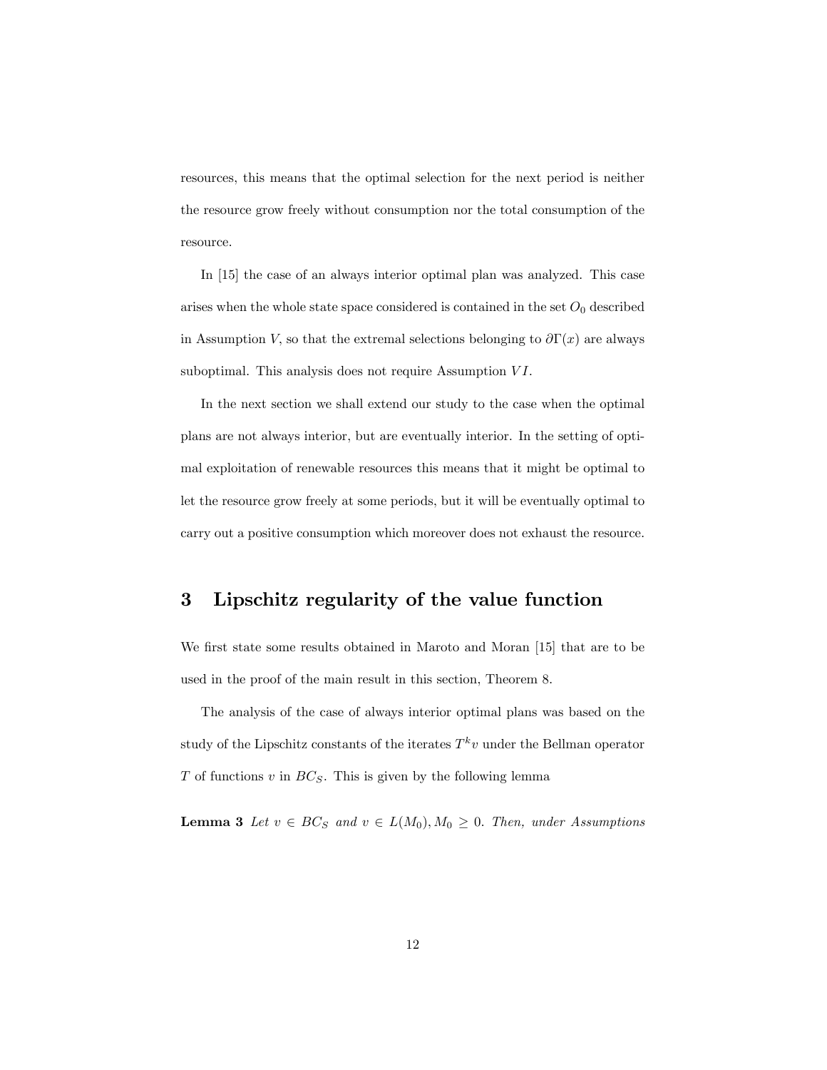resources, this means that the optimal selection for the next period is neither the resource grow freely without consumption nor the total consumption of the resource.

In [15] the case of an always interior optimal plan was analyzed. This case arises when the whole state space considered is contained in the set $O_0$ described in Assumption $V$, so that the extremal selections belonging to $\partial\Gamma(x)$ are always suboptimal. This analysis does not require Assumption $VI$.

In the next section we shall extend our study to the case when the optimal plans are not always interior, but are eventually interior. In the setting of optimal exploitation of renewable resources this means that it might be optimal to let the resource grow freely at some periods, but it will be eventually optimal to carry out a positive consumption which moreover does not exhaust the resource.

## 3 Lipschitz regularity of the value function

We first state some results obtained in Maroto and Moran [15] that are to be used in the proof of the main result in this section, Theorem 8.

The analysis of the case of always interior optimal plans was based on the study of the Lipschitz constants of the iterates $T^k v$ under the Bellman operator $T$ of functions $v$ in $BC_S$. This is given by the following lemma

**Lemma 3** *Let $v \in BC_S$ and $v \in L(M_0), M_0 \geq 0$. Then, under Assumptions*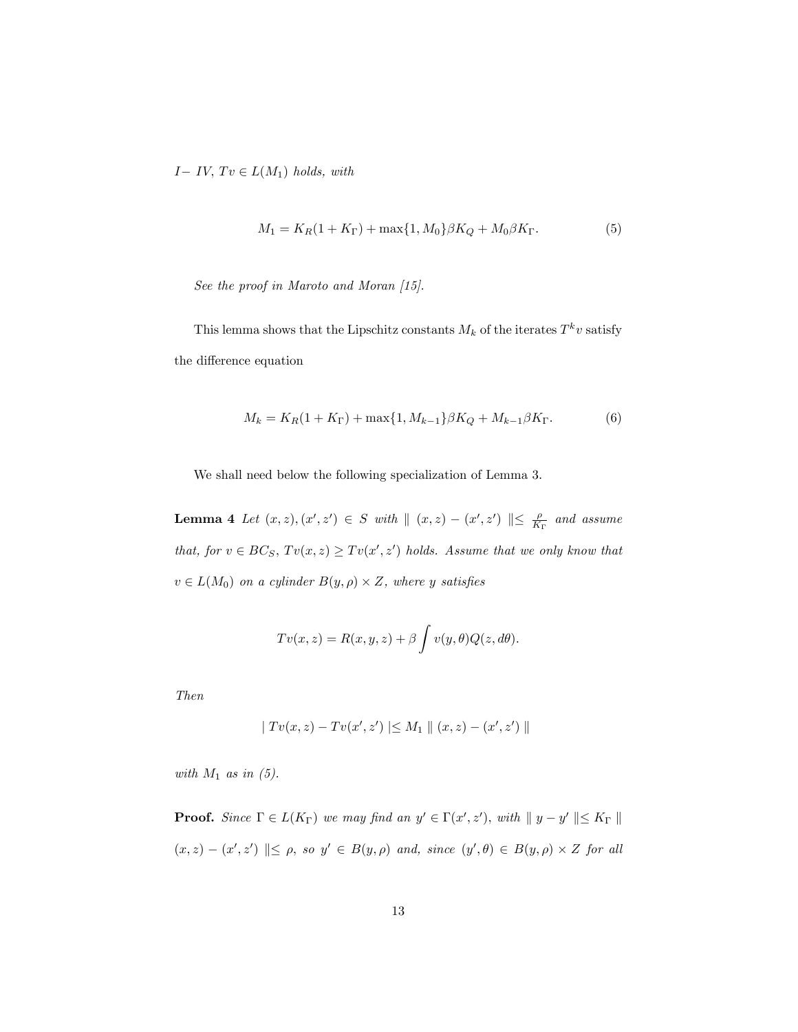*I− IV*, $Tv \in L(M_1)$ *holds, with*

$$M_1 = K_R(1 + K_\Gamma) + \max\{1, M_0\}\beta K_Q + M_0\beta K_\Gamma. \tag{5}$$

*See the proof in Maroto and Moran [15].*

This lemma shows that the Lipschitz constants $M_k$ of the iterates $T^k v$ satisfy the difference equation

$$M_k = K_R(1 + K_\Gamma) + \max\{1, M_{k-1}\}\beta K_Q + M_{k-1}\beta K_\Gamma. \tag{6}$$

We shall need below the following specialization of Lemma 3.

**Lemma 4** *Let* $(x, z), (x', z') \in S$ *with* $\| (x, z) - (x', z') \| \leq \frac{\rho}{K_\Gamma}$ *and assume that, for* $v \in BC_S$, $Tv(x, z) \geq Tv(x', z')$ *holds. Assume that we only know that* $v \in L(M_0)$ *on a cylinder* $B(y, \rho) \times Z$*, where* $y$ *satisfies*

$$Tv(x, z) = R(x, y, z) + \beta \int v(y, \theta) Q(z, d\theta).$$

*Then*

$$| Tv(x, z) - Tv(x', z') | \leq M_1 \| (x, z) - (x', z') \|$$

*with* $M_1$ *as in (5).*

**Proof.** *Since* $\Gamma \in L(K_\Gamma)$ *we may find an* $y' \in \Gamma(x', z')$*, with* $\| y - y' \| \leq K_\Gamma \| (x, z) - (x', z') \| \leq \rho$*, so* $y' \in B(y, \rho)$ *and, since* $(y', \theta) \in B(y, \rho) \times Z$ *for all*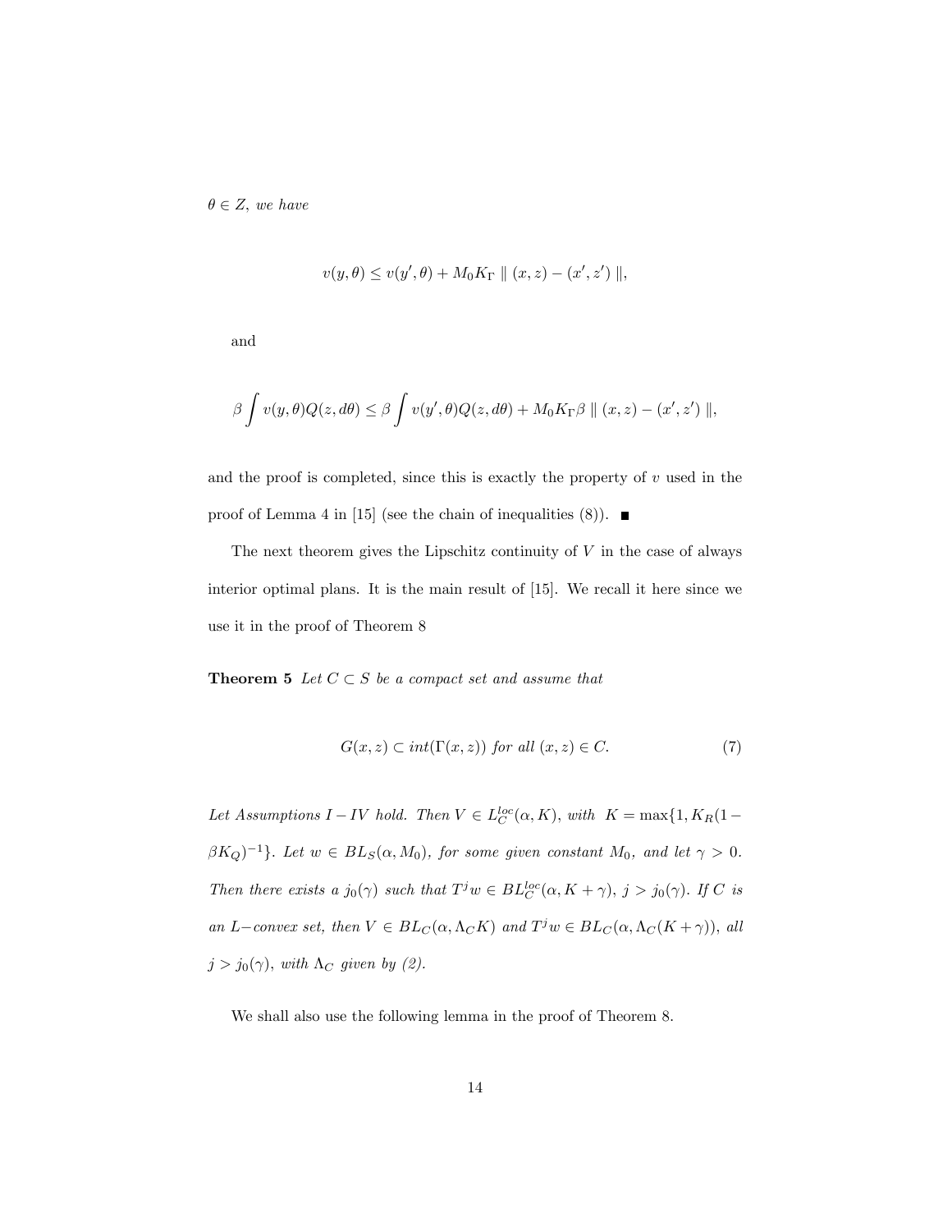$\theta \in Z$, *we have*

$$v(y, \theta) \leq v(y', \theta) + M_0 K_\Gamma \parallel (x, z) - (x', z') \parallel,$$

and

$$\beta \int v(y, \theta) Q(z, d\theta) \leq \beta \int v(y', \theta) Q(z, d\theta) + M_0 K_\Gamma \beta \parallel (x, z) - (x', z') \parallel,$$

and the proof is completed, since this is exactly the property of $v$ used in the proof of Lemma 4 in [15] (see the chain of inequalities (8)). ■

The next theorem gives the Lipschitz continuity of $V$ in the case of always interior optimal plans. It is the main result of [15]. We recall it here since we use it in the proof of Theorem 8

**Theorem 5** *Let $C \subset S$ be a compact set and assume that*

$$G(x, z) \subset int(\Gamma(x, z)) \text{ for all } (x, z) \in C. \tag{7}$$

*Let Assumptions $I - IV$ hold. Then $V \in L_C^{loc}(\alpha, K)$, with $K = \max\{1, K_R(1 - \beta K_Q)^{-1}\}$. Let $w \in BL_S(\alpha, M_0)$, for some given constant $M_0$, and let $\gamma > 0$. Then there exists a $j_0(\gamma)$ such that $T^j w \in BL_C^{loc}(\alpha, K + \gamma)$, $j > j_0(\gamma)$. If $C$ is an $L-$convex set, then $V \in BL_C(\alpha, \Lambda_C K)$ and $T^j w \in BL_C(\alpha, \Lambda_C(K + \gamma))$, all $j > j_0(\gamma)$, with $\Lambda_C$ given by (2).*

We shall also use the following lemma in the proof of Theorem 8.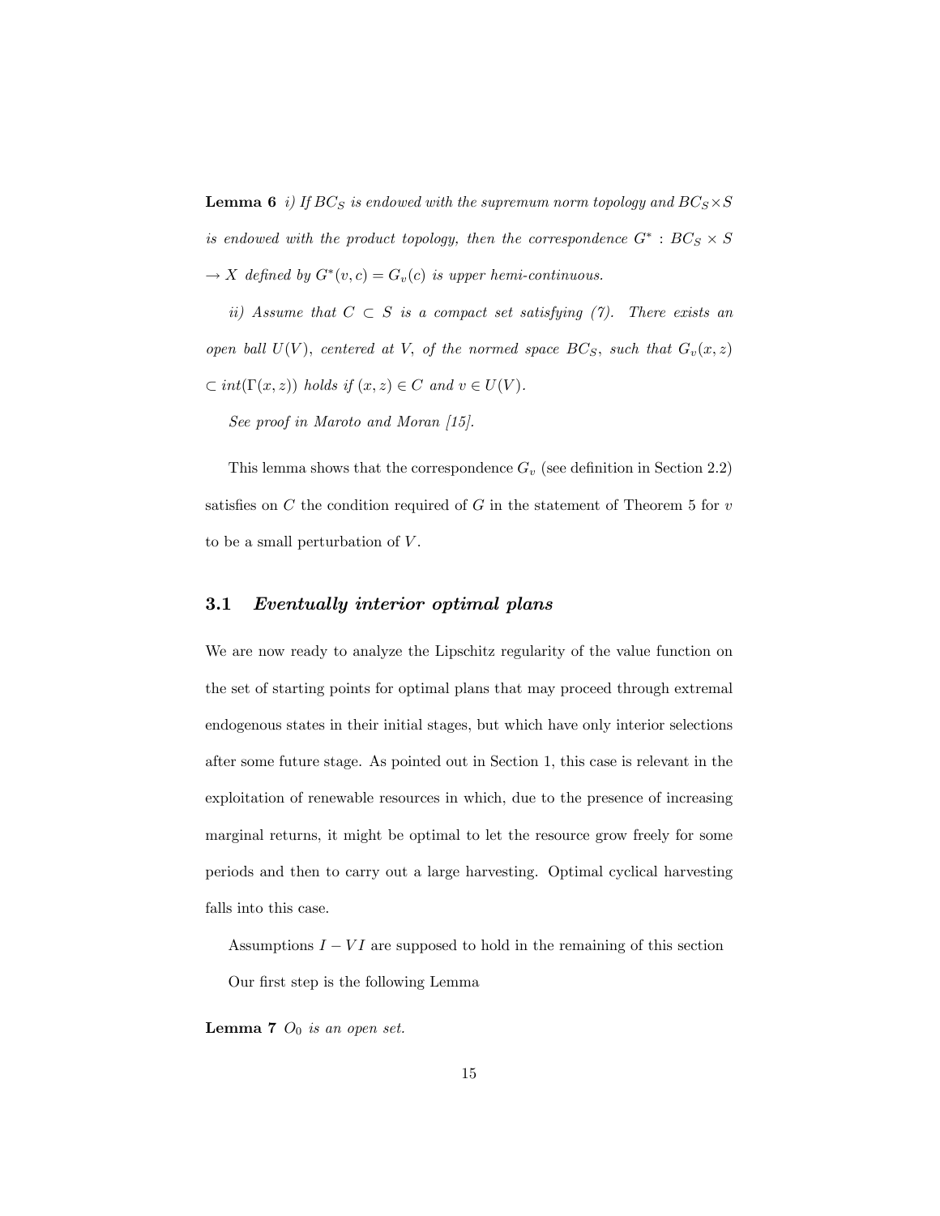**Lemma 6** *i) If $BC_S$ is endowed with the supremum norm topology and $BC_S \times S$ is endowed with the product topology, then the correspondence $G^* : BC_S \times S \to X$ defined by $G^*(v, c) = G_v(c)$ is upper hemi-continuous.*

*ii) Assume that $C \subset S$ is a compact set satisfying (7). There exists an open ball $U(V)$, centered at $V$, of the normed space $BC_S$, such that $G_v(x, z) \subset int(\Gamma(x, z))$ holds if $(x, z) \in C$ and $v \in U(V)$.*

*See proof in Maroto and Moran [15].*

This lemma shows that the correspondence $G_v$ (see definition in Section 2.2) satisfies on $C$ the condition required of $G$ in the statement of Theorem 5 for $v$ to be a small perturbation of $V$.

### 3.1 *Eventually interior optimal plans*

We are now ready to analyze the Lipschitz regularity of the value function on the set of starting points for optimal plans that may proceed through extremal endogenous states in their initial stages, but which have only interior selections after some future stage. As pointed out in Section 1, this case is relevant in the exploitation of renewable resources in which, due to the presence of increasing marginal returns, it might be optimal to let the resource grow freely for some periods and then to carry out a large harvesting. Optimal cyclical harvesting falls into this case.

Assumptions $I - VI$ are supposed to hold in the remaining of this section

Our first step is the following Lemma

**Lemma 7** *$O_0$ is an open set.*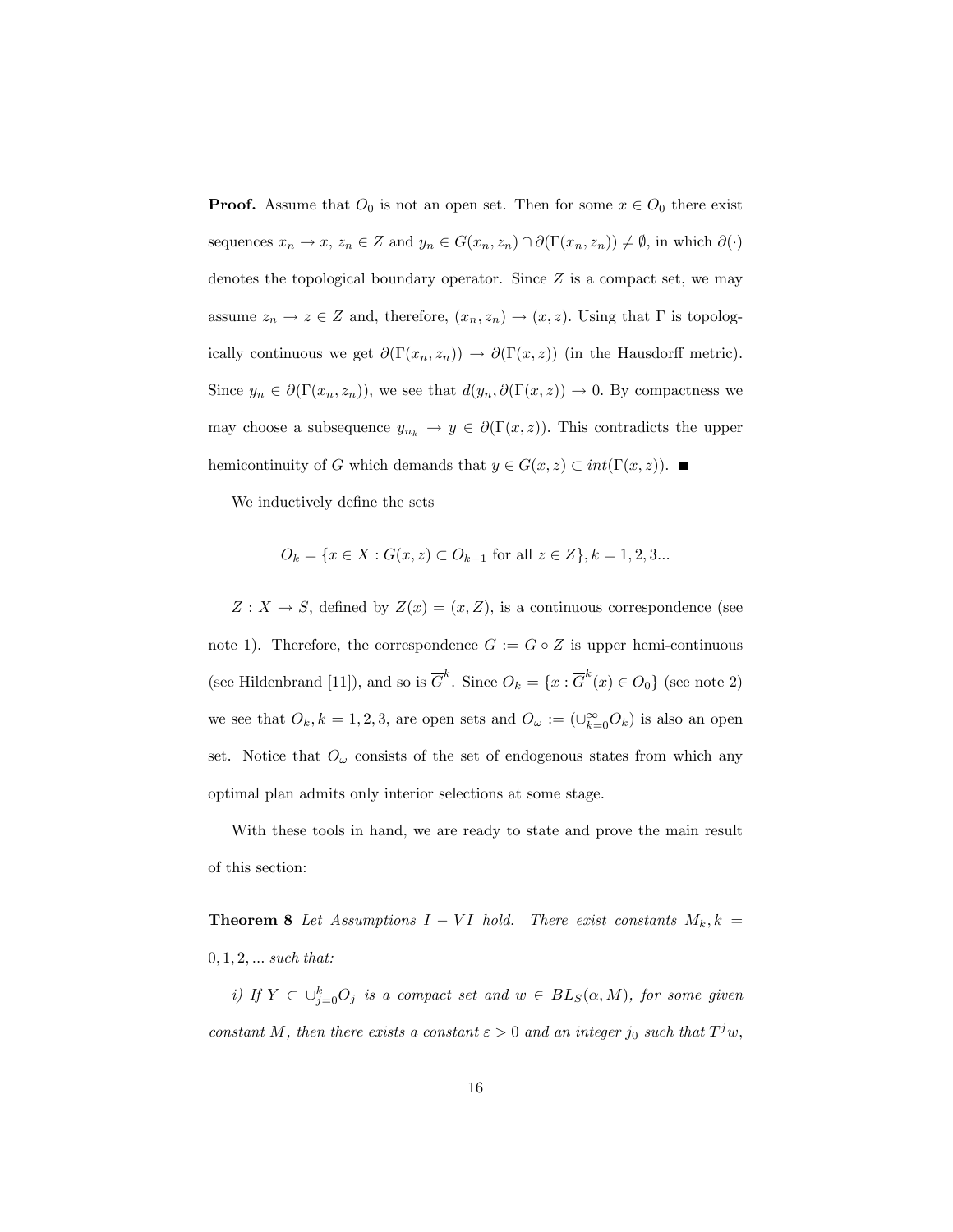**Proof.** Assume that $O_0$ is not an open set. Then for some $x \in O_0$ there exist sequences $x_n \to x$, $z_n \in Z$ and $y_n \in G(x_n, z_n) \cap \partial(\Gamma(x_n, z_n)) \neq \emptyset$, in which $\partial(\cdot)$ denotes the topological boundary operator. Since $Z$ is a compact set, we may assume $z_n \to z \in Z$ and, therefore, $(x_n, z_n) \to (x, z)$. Using that $\Gamma$ is topologically continuous we get $\partial(\Gamma(x_n, z_n)) \to \partial(\Gamma(x, z))$ (in the Hausdorff metric). Since $y_n \in \partial(\Gamma(x_n, z_n))$, we see that $d(y_n, \partial(\Gamma(x, z)) \to 0$. By compactness we may choose a subsequence $y_{n_k} \to y \in \partial(\Gamma(x, z))$. This contradicts the upper hemicontinuity of $G$ which demands that $y \in G(x, z) \subset int(\Gamma(x, z))$. ■

We inductively define the sets

$$O_k = \{x \in X : G(x, z) \subset O_{k-1} \text{ for all } z \in Z\}, k = 1, 2, 3...$$

$\overline{Z} : X \to S$, defined by $\overline{Z}(x) = (x, Z)$, is a continuous correspondence (see note 1). Therefore, the correspondence $\overline{G} := G \circ \overline{Z}$ is upper hemi-continuous (see Hildenbrand [11]), and so is $\overline{G}^k$. Since $O_k = \{x : \overline{G}^k(x) \in O_0\}$ (see note 2) we see that $O_k, k = 1, 2, 3,$ are open sets and $O_\omega := (\cup_{k=0}^{\infty} O_k)$ is also an open set. Notice that $O_\omega$ consists of the set of endogenous states from which any optimal plan admits only interior selections at some stage.

With these tools in hand, we are ready to state and prove the main result of this section:

**Theorem 8** *Let Assumptions $I - VI$ hold. There exist constants $M_k, k = 0, 1, 2, ...$ such that:*

*i) If $Y \subset \cup_{j=0}^{k} O_j$ is a compact set and $w \in BL_S(\alpha, M)$, for some given constant $M$, then there exists a constant $\varepsilon > 0$ and an integer $j_0$ such that $T^j w$,*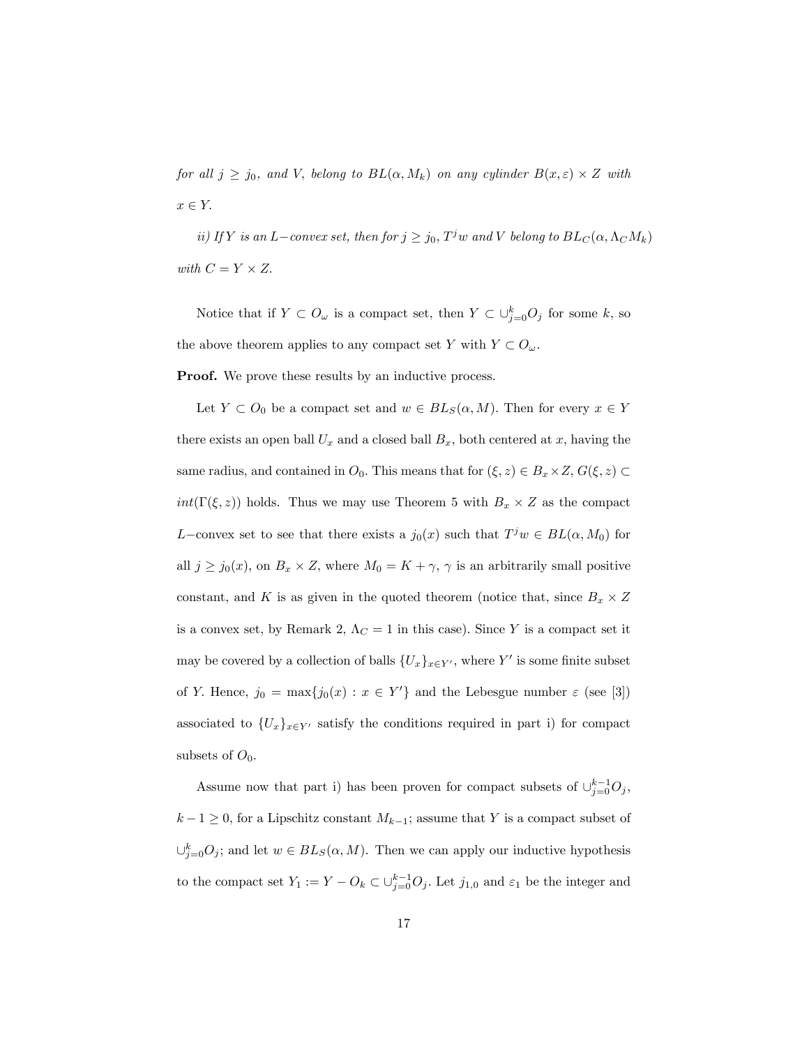*for all $j \geq j_0$, and $V$, belong to $BL(\alpha, M_k)$ on any cylinder $B(x, \varepsilon) \times Z$ with $x \in Y$.*

*ii) If $Y$ is an $L-$convex set, then for $j \geq j_0$, $T^j w$ and $V$ belong to $BL_C(\alpha, \Lambda_C M_k)$ with $C = Y \times Z$.*

Notice that if $Y \subset O_\omega$ is a compact set, then $Y \subset \cup_{j=0}^{k} O_j$ for some $k$, so the above theorem applies to any compact set $Y$ with $Y \subset O_\omega$.

**Proof.** We prove these results by an inductive process.

Let $Y \subset O_0$ be a compact set and $w \in BL_S(\alpha, M)$. Then for every $x \in Y$ there exists an open ball $U_x$ and a closed ball $B_x$, both centered at $x$, having the same radius, and contained in $O_0$. This means that for $(\xi, z) \in B_x \times Z$, $G(\xi, z) \subset int(\Gamma(\xi, z))$ holds. Thus we may use Theorem 5 with $B_x \times Z$ as the compact $L-$convex set to see that there exists a $j_0(x)$ such that $T^j w \in BL(\alpha, M_0)$ for all $j \geq j_0(x)$, on $B_x \times Z$, where $M_0 = K + \gamma$, $\gamma$ is an arbitrarily small positive constant, and $K$ is as given in the quoted theorem (notice that, since $B_x \times Z$ is a convex set, by Remark 2, $\Lambda_C = 1$ in this case). Since $Y$ is a compact set it may be covered by a collection of balls $\{U_x\}_{x \in Y'}$, where $Y'$ is some finite subset of $Y$. Hence, $j_0 = \max\{j_0(x) : x \in Y'\}$ and the Lebesgue number $\varepsilon$ (see [3]) associated to $\{U_x\}_{x \in Y'}$ satisfy the conditions required in part i) for compact subsets of $O_0$.

Assume now that part i) has been proven for compact subsets of $\cup_{j=0}^{k-1} O_j$, $k - 1 \geq 0$, for a Lipschitz constant $M_{k-1}$; assume that $Y$ is a compact subset of $\cup_{j=0}^{k} O_j$; and let $w \in BL_S(\alpha, M)$. Then we can apply our inductive hypothesis to the compact set $Y_1 := Y - O_k \subset \cup_{j=0}^{k-1} O_j$. Let $j_{1,0}$ and $\varepsilon_1$ be the integer and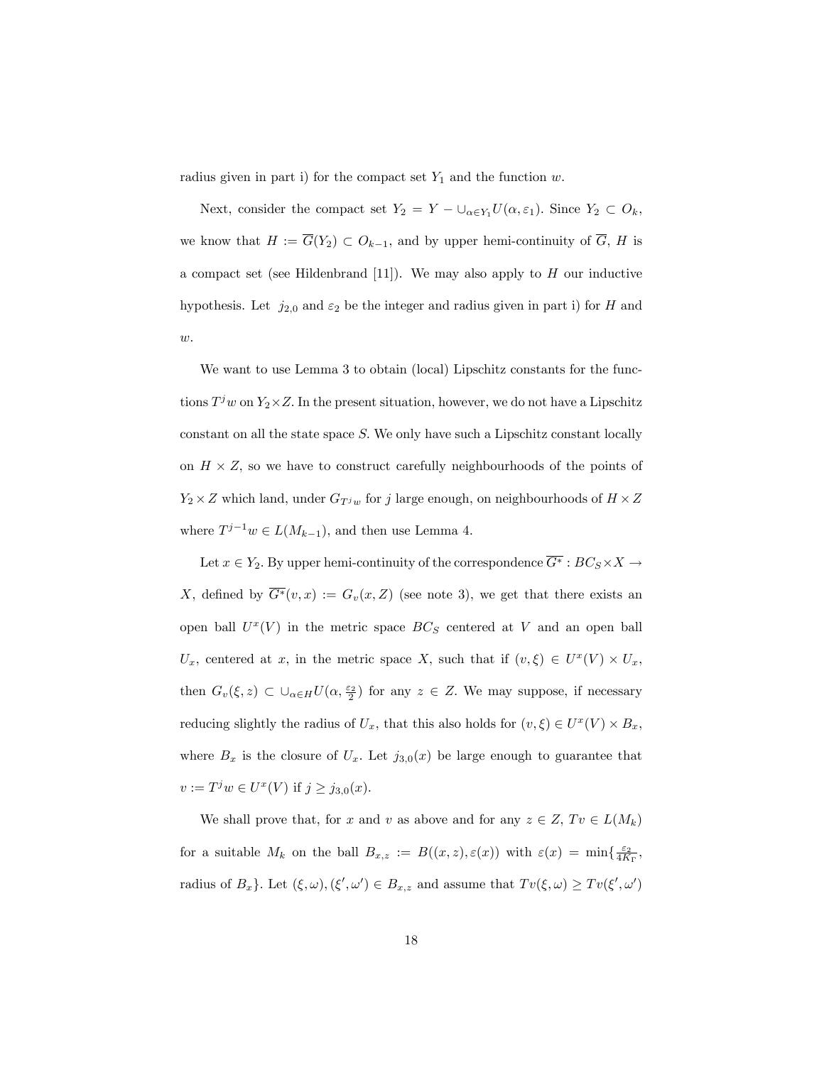radius given in part i) for the compact set $Y_1$ and the function $w$.

Next, consider the compact set $Y_2 = Y - \cup_{\alpha \in Y_1} U(\alpha, \varepsilon_1)$. Since $Y_2 \subset O_k$, we know that $H := \overline{G}(Y_2) \subset O_{k-1}$, and by upper hemi-continuity of $\overline{G}$, $H$ is a compact set (see Hildenbrand [11]). We may also apply to $H$ our inductive hypothesis. Let $j_{2,0}$ and $\varepsilon_2$ be the integer and radius given in part i) for $H$ and $w$.

We want to use Lemma 3 to obtain (local) Lipschitz constants for the functions $T^j w$ on $Y_2 \times Z$. In the present situation, however, we do not have a Lipschitz constant on all the state space $S$. We only have such a Lipschitz constant locally on $H \times Z$, so we have to construct carefully neighbourhoods of the points of $Y_2 \times Z$ which land, under $G_{T^j w}$ for $j$ large enough, on neighbourhoods of $H \times Z$ where $T^{j-1} w \in L(M_{k-1})$, and then use Lemma 4.

Let $x \in Y_2$. By upper hemi-continuity of the correspondence $\overline{G^*} : BC_S \times X \to X$, defined by $\overline{G^*}(v, x) := G_v(x, Z)$ (see note 3), we get that there exists an open ball $U^x(V)$ in the metric space $BC_S$ centered at $V$ and an open ball $U_x$, centered at $x$, in the metric space $X$, such that if $(v, \xi) \in U^x(V) \times U_x$, then $G_v(\xi, z) \subset \cup_{\alpha \in H} U(\alpha, \frac{\varepsilon_2}{2})$ for any $z \in Z$. We may suppose, if necessary reducing slightly the radius of $U_x$, that this also holds for $(v, \xi) \in U^x(V) \times B_x$, where $B_x$ is the closure of $U_x$. Let $j_{3,0}(x)$ be large enough to guarantee that $v := T^j w \in U^x(V)$ if $j \geq j_{3,0}(x)$.

We shall prove that, for $x$ and $v$ as above and for any $z \in Z$, $Tv \in L(M_k)$ for a suitable $M_k$ on the ball $B_{x,z} := B((x, z), \varepsilon(x))$ with $\varepsilon(x) = \min\{\frac{\varepsilon_2}{4K_\Gamma},$ radius of $B_x\}$. Let $(\xi, \omega), (\xi', \omega') \in B_{x,z}$ and assume that $Tv(\xi, \omega) \geq Tv(\xi', \omega')$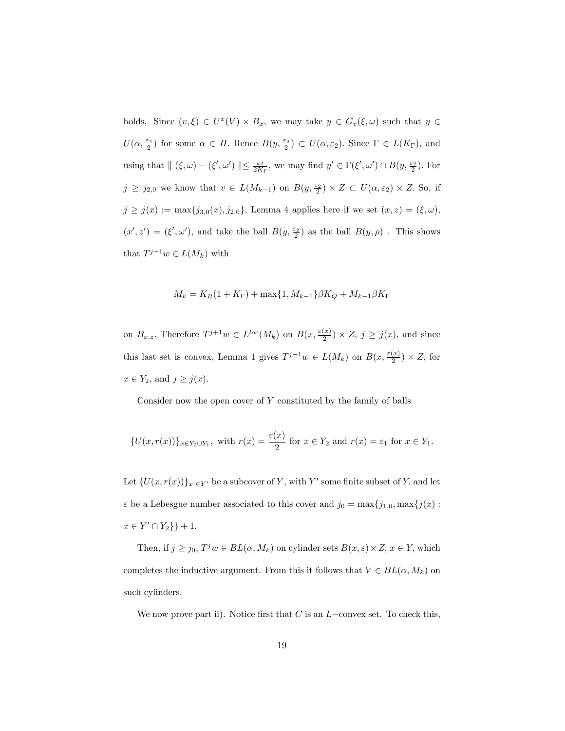holds. Since $(v, \xi) \in U^x(V) \times B_x$, we may take $y \in G_v(\xi, \omega)$ such that $y \in U(\alpha, \frac{\varepsilon_2}{2})$ for some $\alpha \in H$. Hence $B(y, \frac{\varepsilon_2}{2}) \subset U(\alpha, \varepsilon_2)$. Since $\Gamma \in L(K_\Gamma)$, and using that $\| (\xi, \omega) - (\xi', \omega') \| \leq \frac{\varepsilon_2}{2K_\Gamma}$, we may find $y' \in \Gamma(\xi', \omega') \cap B(y, \frac{\varepsilon_2}{2})$. For $j \geq j_{2,0}$ we know that $v \in L(M_{k-1})$ on $B(y, \frac{\varepsilon_2}{2}) \times Z \subset U(\alpha, \varepsilon_2) \times Z$. So, if $j \geq j(x) := \max\{j_{3,0}(x), j_{2,0}\}$, Lemma 4 applies here if we set $(x, z) = (\xi, \omega)$, $(x', z') = (\xi', \omega')$, and take the ball $B(y, \frac{\varepsilon_2}{2})$ as the ball $B(y, \rho)$ . This shows that $T^{j+1}w \in L(M_k)$ with

$$M_k = K_R(1 + K_\Gamma) + \max\{1, M_{k-1}\}\beta K_Q + M_{k-1}\beta K_\Gamma$$

on $B_{x,z}$. Therefore $T^{j+1}w \in L^{loc}(M_k)$ on $B(x, \frac{\varepsilon(x)}{2}) \times Z$, $j \geq j(x)$, and since this last set is convex, Lemma 1 gives $T^{j+1}w \in L(M_k)$ on $B(x, \frac{\varepsilon(x)}{2}) \times Z$, for $x \in Y_2$, and $j \geq j(x)$.

Consider now the open cover of $Y$ constituted by the family of balls

$$\{U(x, r(x))\}_{x \in Y_2 \cup Y_1}, \text{ with } r(x) = \frac{\varepsilon(x)}{2} \text{ for } x \in Y_2 \text{ and } r(x) = \varepsilon_1 \text{ for } x \in Y_1.$$

Let $\{U(x, r(x))\}_{x \in Y'}$ be a subcover of $Y$, with $Y'$ some finite subset of $Y$, and let $\varepsilon$ be a Lebesgue number associated to this cover and $j_0 = \max\{j_{1,0}, \max\{j(x) : x \in Y' \cap Y_2\}\} + 1$.

Then, if $j \geq j_0$, $T^j w \in BL(\alpha, M_k)$ on cylinder sets $B(x, \varepsilon) \times Z$, $x \in Y$, which completes the inductive argument. From this it follows that $V \in BL(\alpha, M_k)$ on such cylinders.

We now prove part ii). Notice first that $C$ is an $L-$convex set. To check this,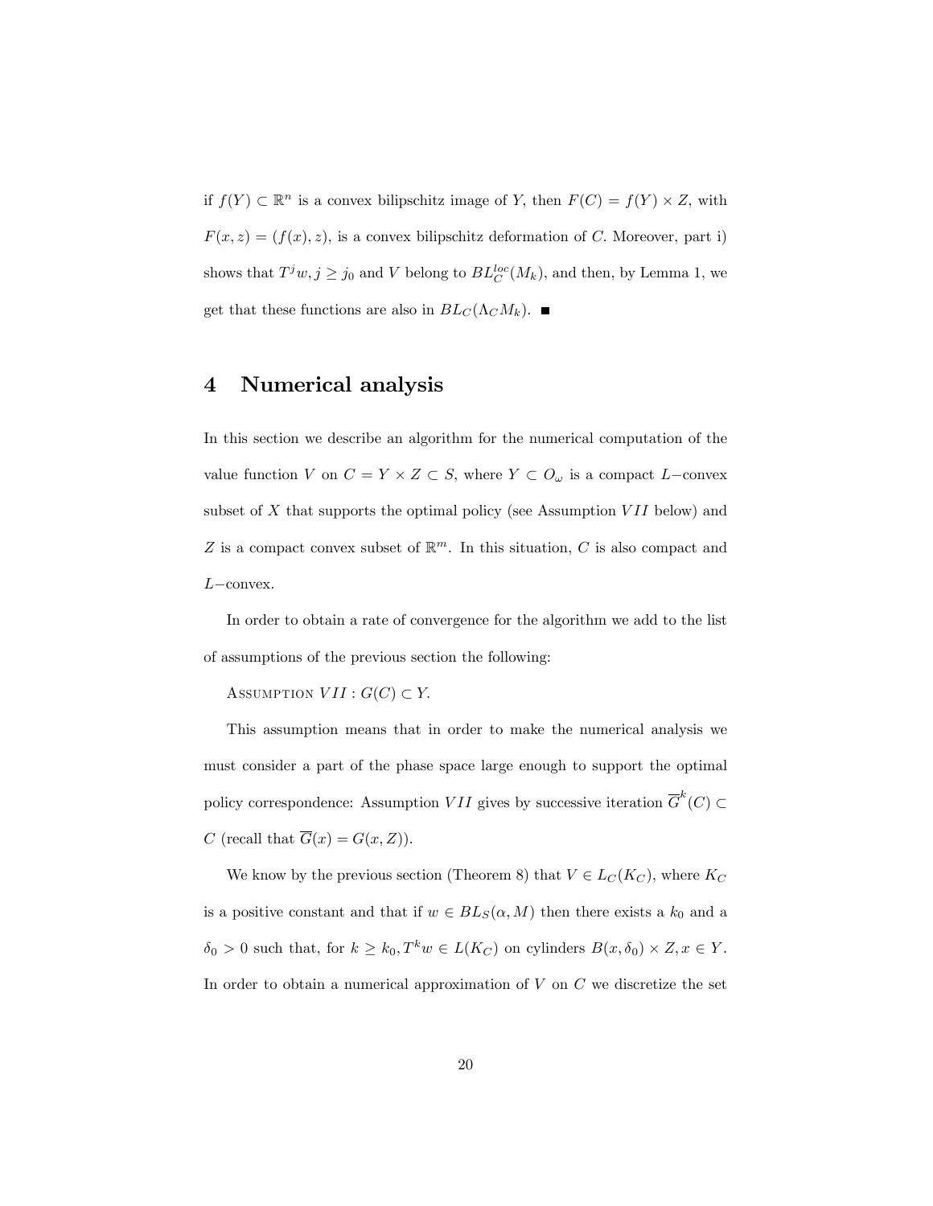if $f(Y) \subset \mathbb{R}^n$ is a convex bilipschitz image of $Y$, then $F(C) = f(Y) \times Z$, with $F(x, z) = (f(x), z)$, is a convex bilipschitz deformation of $C$. Moreover, part i) shows that $T^j w, j \geq j_0$ and $V$ belong to $BL_C^{loc}(M_k)$, and then, by Lemma 1, we get that these functions are also in $BL_C(\Lambda_C M_k)$. ∎

# 4 Numerical analysis

In this section we describe an algorithm for the numerical computation of the value function $V$ on $C = Y \times Z \subset S$, where $Y \subset O_\omega$ is a compact $L-$convex subset of $X$ that supports the optimal policy (see Assumption $VII$ below) and $Z$ is a compact convex subset of $\mathbb{R}^m$. In this situation, $C$ is also compact and $L-$convex.

In order to obtain a rate of convergence for the algorithm we add to the list of assumptions of the previous section the following:

Assumption $VII : G(C) \subset Y.$

This assumption means that in order to make the numerical analysis we must consider a part of the phase space large enough to support the optimal policy correspondence: Assumption $VII$ gives by successive iteration $\overline{G}^k(C) \subset C$ (recall that $\overline{G}(x) = G(x, Z)$).

We know by the previous section (Theorem 8) that $V \in L_C(K_C)$, where $K_C$ is a positive constant and that if $w \in BL_S(\alpha, M)$ then there exists a $k_0$ and a $\delta_0 > 0$ such that, for $k \geq k_0, T^k w \in L(K_C)$ on cylinders $B(x, \delta_0) \times Z, x \in Y$. In order to obtain a numerical approximation of $V$ on $C$ we discretize the set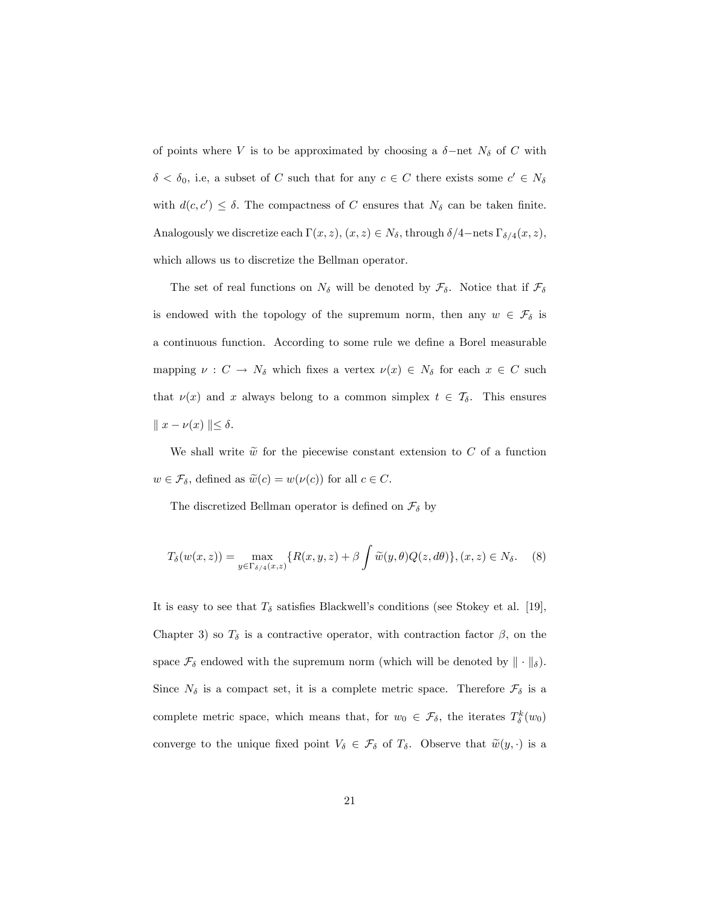of points where $V$ is to be approximated by choosing a $\delta-$net $N_\delta$ of $C$ with $\delta < \delta_0$, i.e, a subset of $C$ such that for any $c \in C$ there exists some $c' \in N_\delta$ with $d(c, c') \leq \delta$. The compactness of $C$ ensures that $N_\delta$ can be taken finite. Analogously we discretize each $\Gamma(x, z)$, $(x, z) \in N_\delta$, through $\delta/4-$nets $\Gamma_{\delta/4}(x, z)$, which allows us to discretize the Bellman operator.

The set of real functions on $N_\delta$ will be denoted by $\mathcal{F}_\delta$. Notice that if $\mathcal{F}_\delta$ is endowed with the topology of the supremum norm, then any $w \in \mathcal{F}_\delta$ is a continuous function. According to some rule we define a Borel measurable mapping $\nu : C \rightarrow N_\delta$ which fixes a vertex $\nu(x) \in N_\delta$ for each $x \in C$ such that $\nu(x)$ and $x$ always belong to a common simplex $t \in \mathcal{T}_\delta$. This ensures $\| x - \nu(x) \| \leq \delta$.

We shall write $\widetilde{w}$ for the piecewise constant extension to $C$ of a function $w \in \mathcal{F}_\delta$, defined as $\widetilde{w}(c) = w(\nu(c))$ for all $c \in C$.

The discretized Bellman operator is defined on $\mathcal{F}_\delta$ by

$$T_\delta(w(x, z)) = \max_{y \in \Gamma_{\delta/4}(x,z)} \{R(x, y, z) + \beta \int \widetilde{w}(y, \theta) Q(z, d\theta)\}, (x, z) \in N_\delta. \quad (8)$$

It is easy to see that $T_\delta$ satisfies Blackwell's conditions (see Stokey et al. [19], Chapter 3) so $T_\delta$ is a contractive operator, with contraction factor $\beta$, on the space $\mathcal{F}_\delta$ endowed with the supremum norm (which will be denoted by $\| \cdot \|_\delta$). Since $N_\delta$ is a compact set, it is a complete metric space. Therefore $\mathcal{F}_\delta$ is a complete metric space, which means that, for $w_0 \in \mathcal{F}_\delta$, the iterates $T_\delta^k(w_0)$ converge to the unique fixed point $V_\delta \in \mathcal{F}_\delta$ of $T_\delta$. Observe that $\widetilde{w}(y, \cdot)$ is a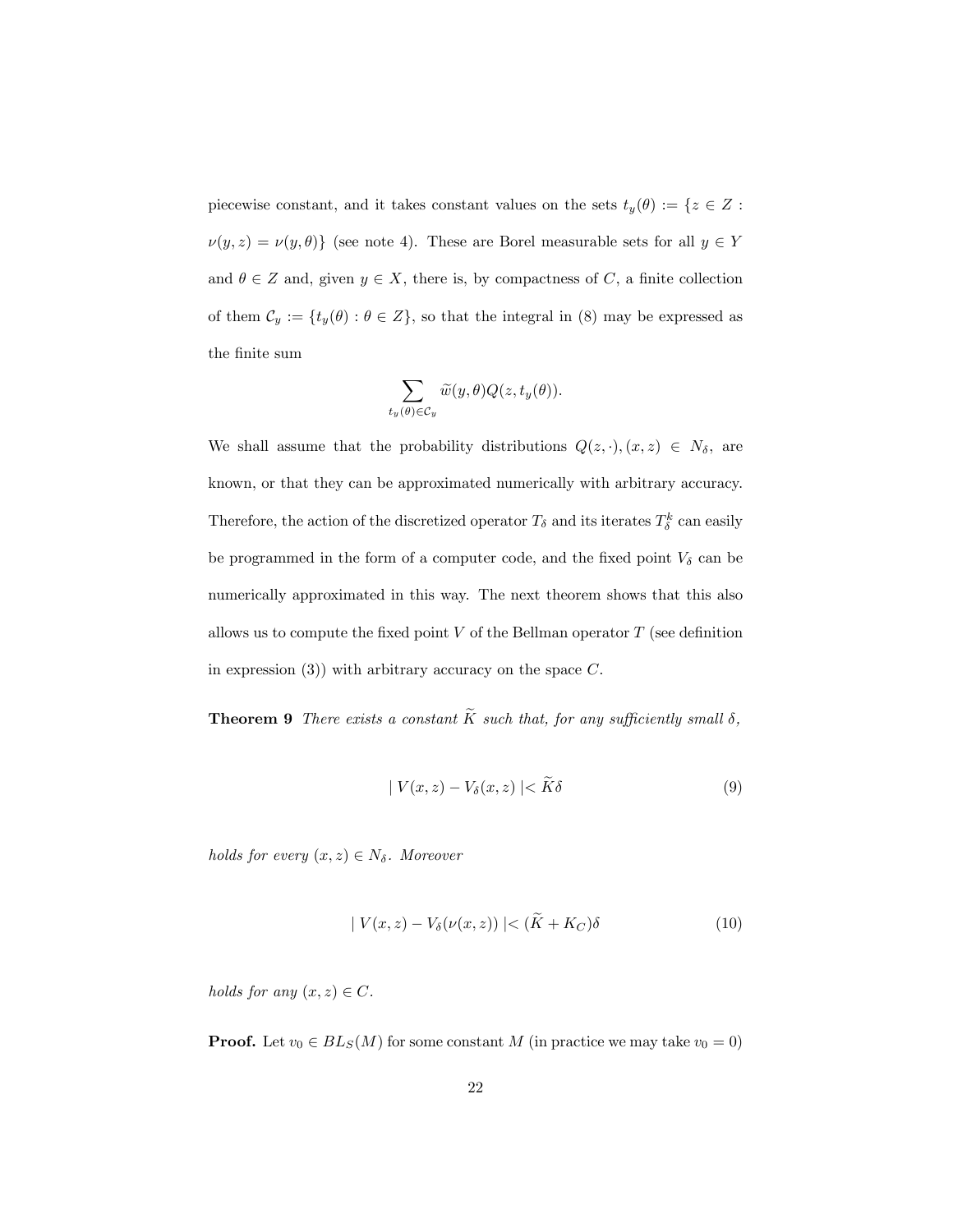piecewise constant, and it takes constant values on the sets $t_y(\theta) := \{z \in Z : \nu(y,z) = \nu(y,\theta)\}$ (see note 4). These are Borel measurable sets for all $y \in Y$ and $\theta \in Z$ and, given $y \in X$, there is, by compactness of $C$, a finite collection of them $\mathcal{C}_y := \{t_y(\theta) : \theta \in Z\}$, so that the integral in (8) may be expressed as the finite sum

$$\sum_{t_y(\theta) \in \mathcal{C}_y} \widetilde{w}(y,\theta) Q(z, t_y(\theta)).$$

We shall assume that the probability distributions $Q(z,\cdot), (x,z) \in N_\delta$, are known, or that they can be approximated numerically with arbitrary accuracy. Therefore, the action of the discretized operator $T_\delta$ and its iterates $T_\delta^k$ can easily be programmed in the form of a computer code, and the fixed point $V_\delta$ can be numerically approximated in this way. The next theorem shows that this also allows us to compute the fixed point $V$ of the Bellman operator $T$ (see definition in expression (3)) with arbitrary accuracy on the space $C$.

**Theorem 9** *There exists a constant $\widetilde{K}$ such that, for any sufficiently small $\delta$,*

$$| V(x,z) - V_\delta(x,z) | < \widetilde{K}\delta \tag{9}$$

*holds for every $(x,z) \in N_\delta$. Moreover*

$$| V(x,z) - V_\delta(\nu(x,z)) | < (\widetilde{K} + K_C)\delta \tag{10}$$

*holds for any $(x,z) \in C$.*

**Proof.** Let $v_0 \in BL_S(M)$ for some constant $M$ (in practice we may take $v_0 = 0$)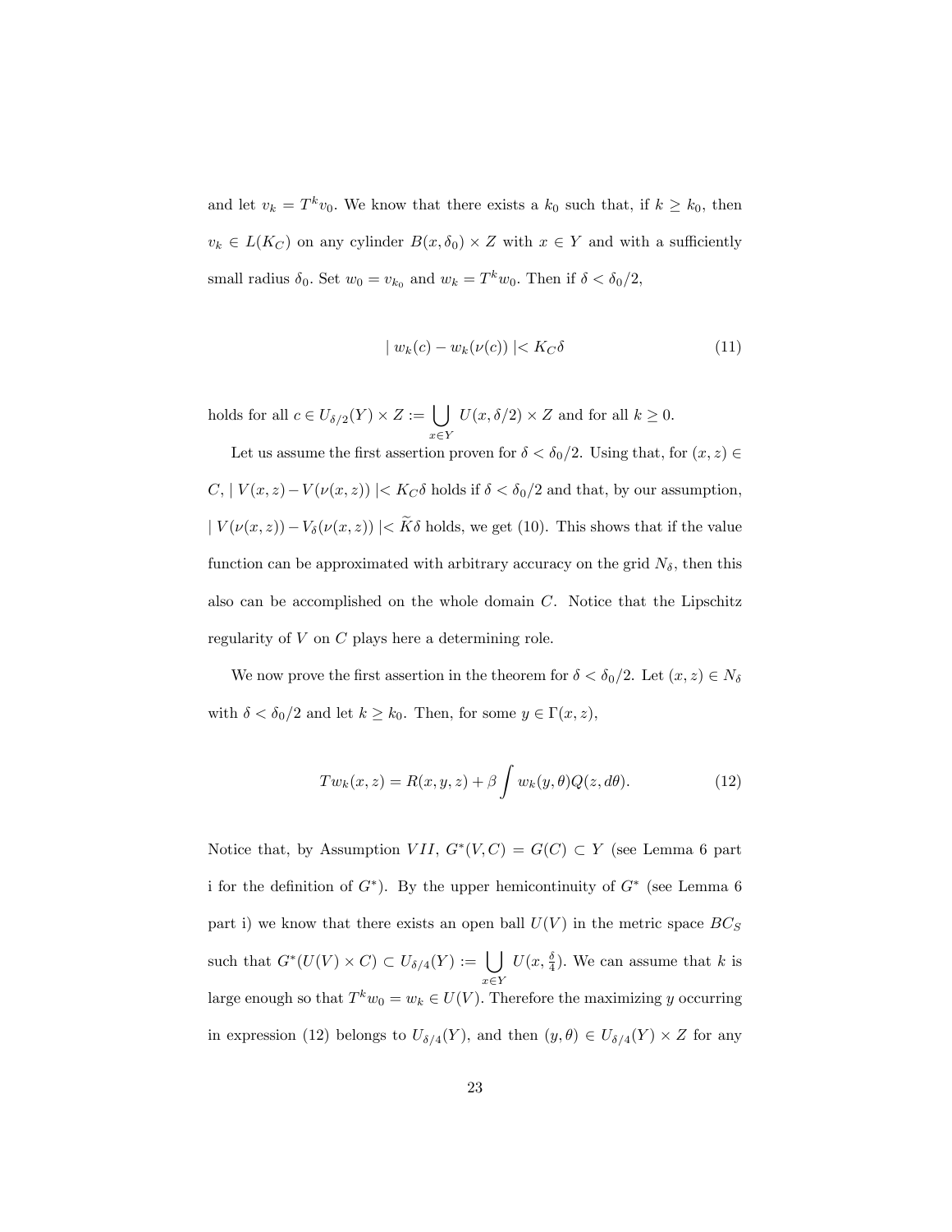and let $v_k = T^k v_0$. We know that there exists a $k_0$ such that, if $k \geq k_0$, then $v_k \in L(K_C)$ on any cylinder $B(x, \delta_0) \times Z$ with $x \in Y$ and with a sufficiently small radius $\delta_0$. Set $w_0 = v_{k_0}$ and $w_k = T^k w_0$. Then if $\delta < \delta_0/2$,

$$| w_k(c) - w_k(\nu(c)) | < K_C \delta \tag{11}$$

holds for all $c \in U_{\delta/2}(Y) \times Z := \bigcup_{x \in Y} U(x, \delta/2) \times Z$ and for all $k \geq 0$.

Let us assume the first assertion proven for $\delta < \delta_0/2$. Using that, for $(x, z) \in C$, $| V(x, z) - V(\nu(x, z)) | < K_C \delta$ holds if $\delta < \delta_0/2$ and that, by our assumption, $| V(\nu(x, z)) - V_\delta(\nu(x, z)) | < \widetilde{K} \delta$ holds, we get (10). This shows that if the value function can be approximated with arbitrary accuracy on the grid $N_\delta$, then this also can be accomplished on the whole domain $C$. Notice that the Lipschitz regularity of $V$ on $C$ plays here a determining role.

We now prove the first assertion in the theorem for $\delta < \delta_0/2$. Let $(x, z) \in N_\delta$ with $\delta < \delta_0/2$ and let $k \geq k_0$. Then, for some $y \in \Gamma(x, z)$,

$$T w_k(x, z) = R(x, y, z) + \beta \int w_k(y, \theta) Q(z, d\theta). \tag{12}$$

Notice that, by Assumption $VII$, $G^*(V, C) = G(C) \subset Y$ (see Lemma 6 part i for the definition of $G^*$). By the upper hemicontinuity of $G^*$ (see Lemma 6 part i) we know that there exists an open ball $U(V)$ in the metric space $BC_S$ such that $G^*(U(V) \times C) \subset U_{\delta/4}(Y) := \bigcup_{x \in Y} U(x, \frac{\delta}{4})$. We can assume that $k$ is large enough so that $T^k w_0 = w_k \in U(V)$. Therefore the maximizing $y$ occurring in expression (12) belongs to $U_{\delta/4}(Y)$, and then $(y, \theta) \in U_{\delta/4}(Y) \times Z$ for any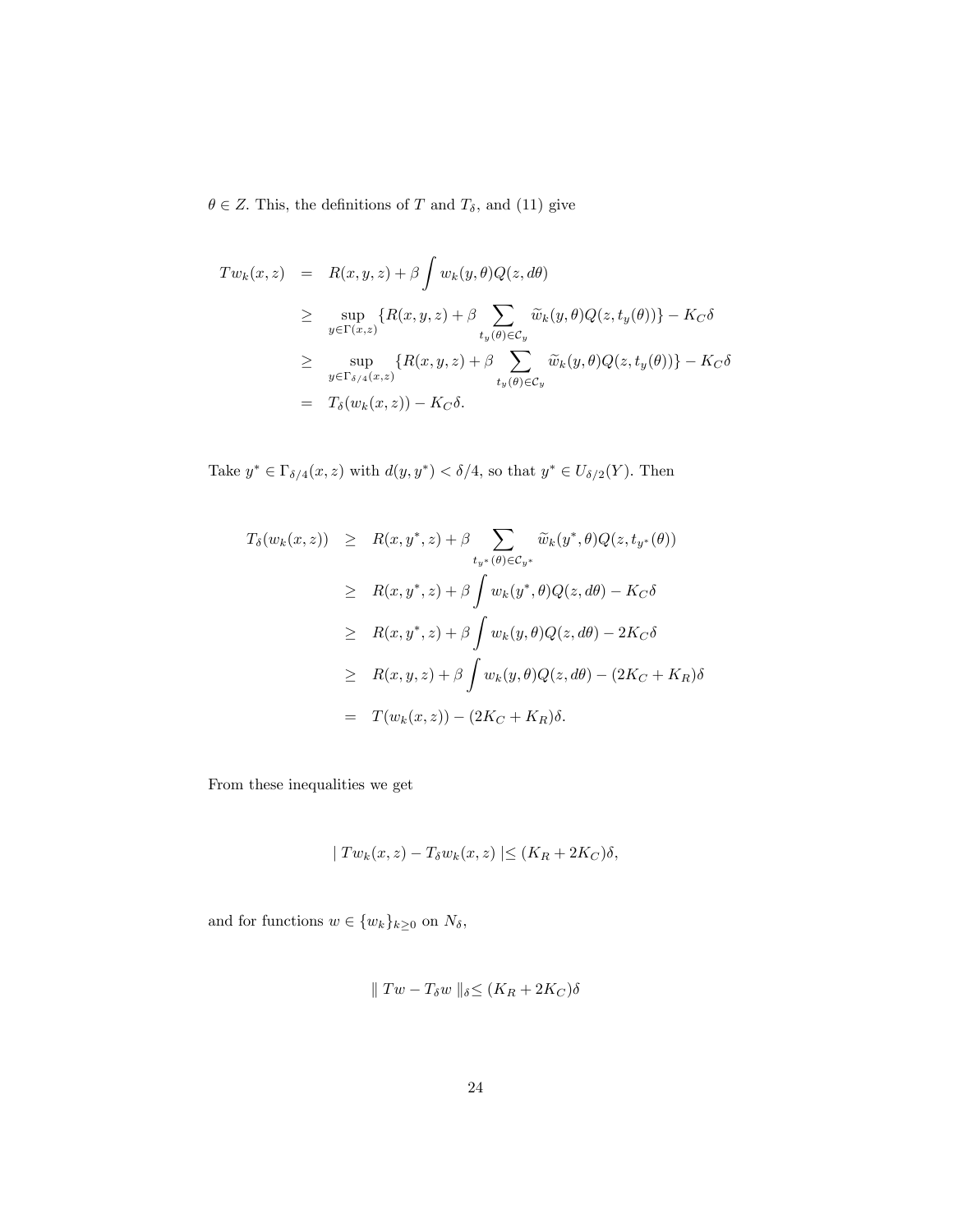$\theta \in Z$. This, the definitions of $T$ and $T_\delta$, and (11) give

$$
\begin{aligned}
Tw_k(x,z) &= R(x,y,z) + \beta \int w_k(y,\theta) Q(z,d\theta) \\
&\geq \sup_{y \in \Gamma(x,z)} \{R(x,y,z) + \beta \sum_{t_y(\theta) \in \mathcal{C}_y} \widetilde{w}_k(y,\theta) Q(z, t_y(\theta))\} - K_C \delta \\
&\geq \sup_{y \in \Gamma_{\delta/4}(x,z)} \{R(x,y,z) + \beta \sum_{t_y(\theta) \in \mathcal{C}_y} \widetilde{w}_k(y,\theta) Q(z, t_y(\theta))\} - K_C \delta \\
&= T_\delta(w_k(x,z)) - K_C \delta.
\end{aligned}
$$

Take $y^* \in \Gamma_{\delta/4}(x,z)$ with $d(y,y^*) < \delta/4$, so that $y^* \in U_{\delta/2}(Y)$. Then

$$
\begin{aligned}
T_\delta(w_k(x,z)) &\geq R(x,y^*,z) + \beta \sum_{t_{y^*}(\theta) \in \mathcal{C}_{y^*}} \widetilde{w}_k(y^*,\theta) Q(z, t_{y^*}(\theta)) \\
&\geq R(x,y^*,z) + \beta \int w_k(y^*,\theta) Q(z,d\theta) - K_C \delta \\
&\geq R(x,y^*,z) + \beta \int w_k(y,\theta) Q(z,d\theta) - 2K_C \delta \\
&\geq R(x,y,z) + \beta \int w_k(y,\theta) Q(z,d\theta) - (2K_C + K_R)\delta \\
&= T(w_k(x,z)) - (2K_C + K_R)\delta.
\end{aligned}
$$

From these inequalities we get

$$
| \, Tw_k(x,z) - T_\delta w_k(x,z) \, | \leq (K_R + 2K_C)\delta,
$$

and for functions $w \in \{w_k\}_{k \geq 0}$ on $N_\delta$,

$$
\| \, Tw - T_\delta w \, \|_\delta \leq (K_R + 2K_C)\delta
$$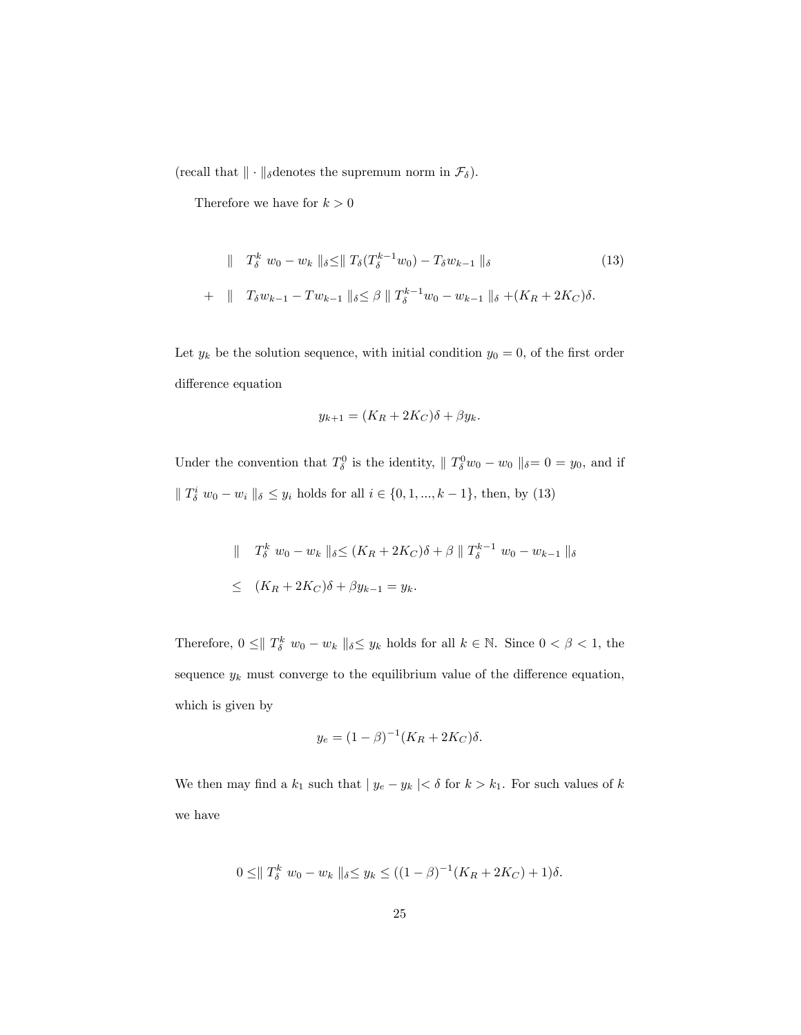(recall that $\| \cdot \|_\delta$denotes the supremum norm in $\mathcal{F}_\delta$).

Therefore we have for $k > 0$

$$
\begin{aligned}
\| \quad T_\delta^k \ w_0 - w_k \ \|_\delta \leq & \| \ T_\delta (T_\delta^{k-1} w_0) - T_\delta w_{k-1} \ \|_\delta & (13) \\
+ \quad \| \quad & T_\delta w_{k-1} - T w_{k-1} \ \|_\delta \leq \beta \ \| \ T_\delta^{k-1} w_0 - w_{k-1} \ \|_\delta + (K_R + 2K_C)\delta.
\end{aligned}
$$

Let $y_k$ be the solution sequence, with initial condition $y_0 = 0$, of the first order difference equation

$$
y_{k+1} = (K_R + 2K_C)\delta + \beta y_k.
$$

Under the convention that $T_\delta^0$ is the identity, $\| \ T_\delta^0 w_0 - w_0 \ \|_\delta = 0 = y_0$, and if $\| \ T_\delta^i \ w_0 - w_i \ \|_\delta \leq y_i$ holds for all $i \in \{0, 1, ..., k-1\}$, then, by (13)

$$
\begin{aligned}
\| \quad & T_\delta^k \ w_0 - w_k \ \|_\delta \leq (K_R + 2K_C)\delta + \beta \ \| \ T_\delta^{k-1} \ w_0 - w_{k-1} \ \|_\delta \\
\leq \quad & (K_R + 2K_C)\delta + \beta y_{k-1} = y_k.
\end{aligned}
$$

Therefore, $0 \leq \| \ T_\delta^k \ w_0 - w_k \ \|_\delta \leq y_k$ holds for all $k \in \mathbb{N}$. Since $0 < \beta < 1$, the sequence $y_k$ must converge to the equilibrium value of the difference equation, which is given by

$$
y_e = (1 - \beta)^{-1}(K_R + 2K_C)\delta.
$$

We then may find a $k_1$ such that $| \ y_e - y_k \ | < \delta$ for $k > k_1$. For such values of $k$ we have

$$
0 \leq \| \ T_\delta^k \ w_0 - w_k \ \|_\delta \leq y_k \leq ((1 - \beta)^{-1}(K_R + 2K_C) + 1)\delta.
$$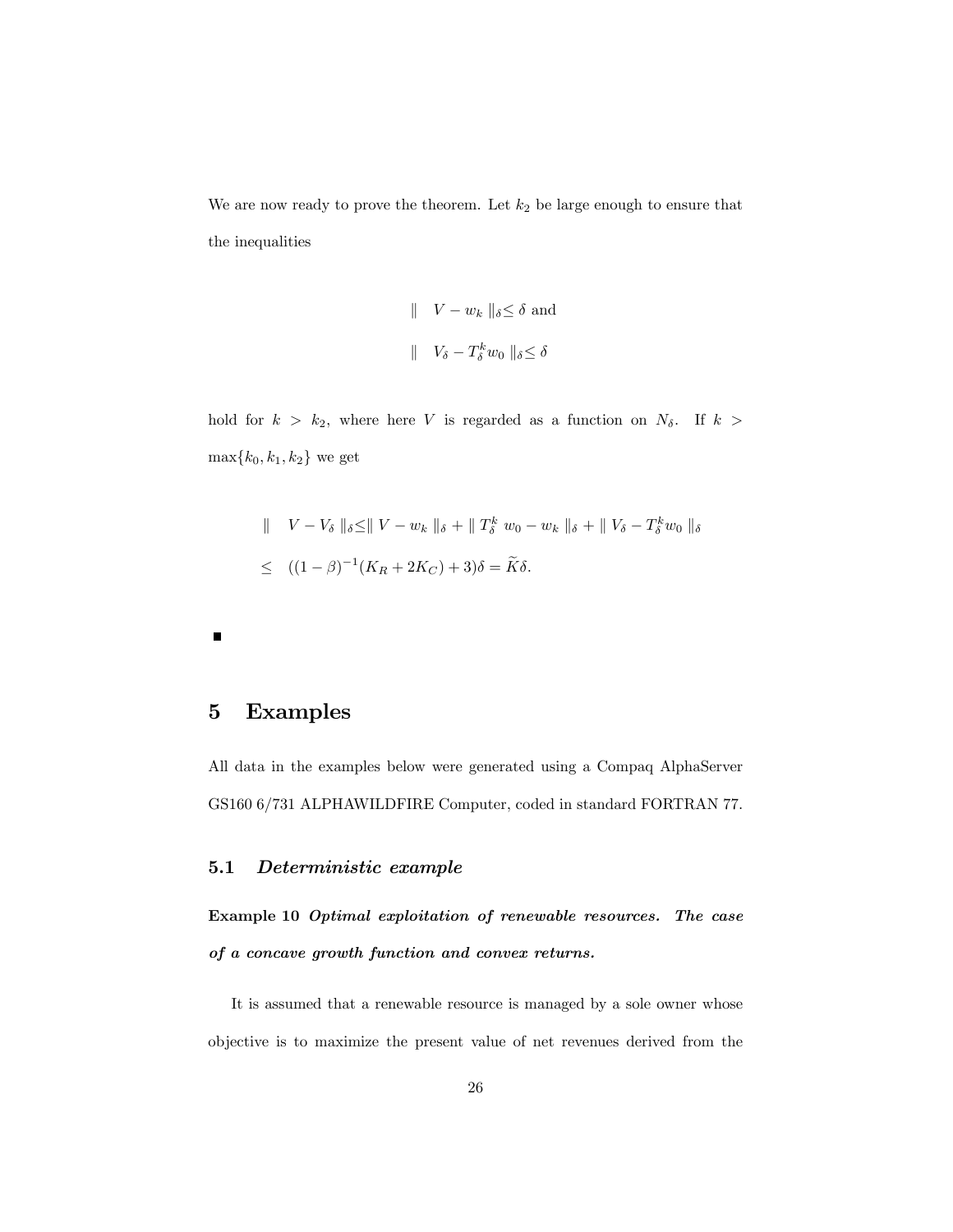We are now ready to prove the theorem. Let $k_2$ be large enough to ensure that the inequalities

$$\| \quad V - w_k \|_\delta \leq \delta \text{ and}$$

$$\| \quad V_\delta - T_\delta^k w_0 \|_\delta \leq \delta$$

hold for $k > k_2$, where here $V$ is regarded as a function on $N_\delta$. If $k > \max\{k_0, k_1, k_2\}$ we get

$$\begin{aligned} &\| \quad V - V_\delta \|_\delta \leq \| V - w_k \|_\delta + \| T_\delta^k \ w_0 - w_k \|_\delta + \| V_\delta - T_\delta^k w_0 \|_\delta \\ &\leq \quad ((1-\beta)^{-1}(K_R + 2K_C) + 3)\delta = \widetilde{K}\delta. \end{aligned}$$

■

# 5 Examples

All data in the examples below were generated using a Compaq AlphaServer GS160 6/731 ALPHAWILDFIRE Computer, coded in standard FORTRAN 77.

## 5.1 *Deterministic example*

**Example 10** ***Optimal exploitation of renewable resources. The case of a concave growth function and convex returns.***

It is assumed that a renewable resource is managed by a sole owner whose objective is to maximize the present value of net revenues derived from the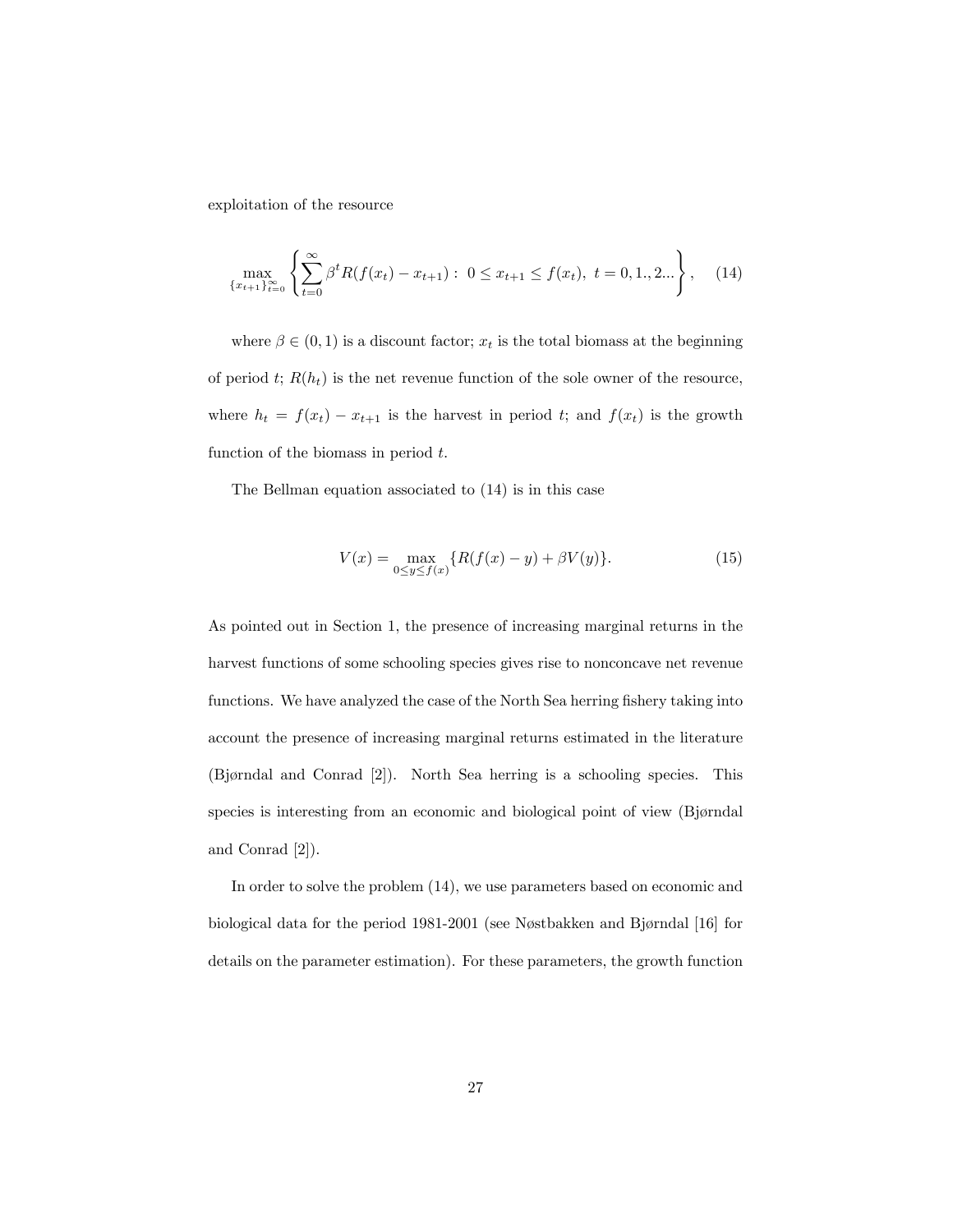exploitation of the resource

$$\max_{\{x_{t+1}\}_{t=0}^{\infty}} \left\{ \sum_{t=0}^{\infty} \beta^t R(f(x_t) - x_{t+1}) : \ 0 \leq x_{t+1} \leq f(x_t), \ t = 0, 1., 2... \right\}, \qquad (14)$$

where $\beta \in (0, 1)$ is a discount factor; $x_t$ is the total biomass at the beginning of period $t$; $R(h_t)$ is the net revenue function of the sole owner of the resource, where $h_t = f(x_t) - x_{t+1}$ is the harvest in period $t$; and $f(x_t)$ is the growth function of the biomass in period $t$.

The Bellman equation associated to (14) is in this case

$$V(x) = \max_{0 \leq y \leq f(x)} \{R(f(x) - y) + \beta V(y)\}. \qquad (15)$$

As pointed out in Section 1, the presence of increasing marginal returns in the harvest functions of some schooling species gives rise to nonconcave net revenue functions. We have analyzed the case of the North Sea herring fishery taking into account the presence of increasing marginal returns estimated in the literature (Bjørndal and Conrad [2]). North Sea herring is a schooling species. This species is interesting from an economic and biological point of view (Bjørndal and Conrad [2]).

In order to solve the problem (14), we use parameters based on economic and biological data for the period 1981-2001 (see Nøstbakken and Bjørndal [16] for details on the parameter estimation). For these parameters, the growth function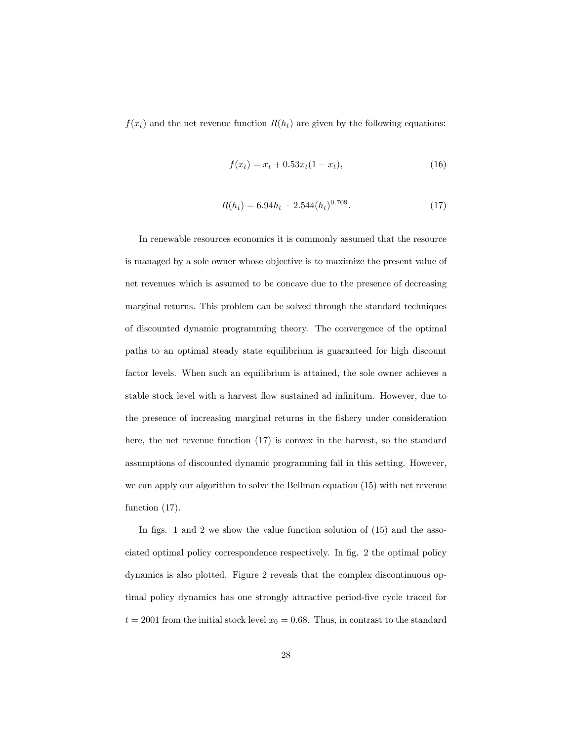$f(x_t)$ and the net revenue function $R(h_t)$ are given by the following equations:

$$f(x_t) = x_t + 0.53x_t(1 - x_t), \tag{16}$$

$$R(h_t) = 6.94h_t - 2.544(h_t)^{0.709}. \tag{17}$$

In renewable resources economics it is commonly assumed that the resource is managed by a sole owner whose objective is to maximize the present value of net revenues which is assumed to be concave due to the presence of decreasing marginal returns. This problem can be solved through the standard techniques of discounted dynamic programming theory. The convergence of the optimal paths to an optimal steady state equilibrium is guaranteed for high discount factor levels. When such an equilibrium is attained, the sole owner achieves a stable stock level with a harvest flow sustained ad infinitum. However, due to the presence of increasing marginal returns in the fishery under consideration here, the net revenue function (17) is convex in the harvest, so the standard assumptions of discounted dynamic programming fail in this setting. However, we can apply our algorithm to solve the Bellman equation (15) with net revenue function (17).

In figs. 1 and 2 we show the value function solution of (15) and the associated optimal policy correspondence respectively. In fig. 2 the optimal policy dynamics is also plotted. Figure 2 reveals that the complex discontinuous optimal policy dynamics has one strongly attractive period-five cycle traced for $t = 2001$ from the initial stock level $x_0 = 0.68$. Thus, in contrast to the standard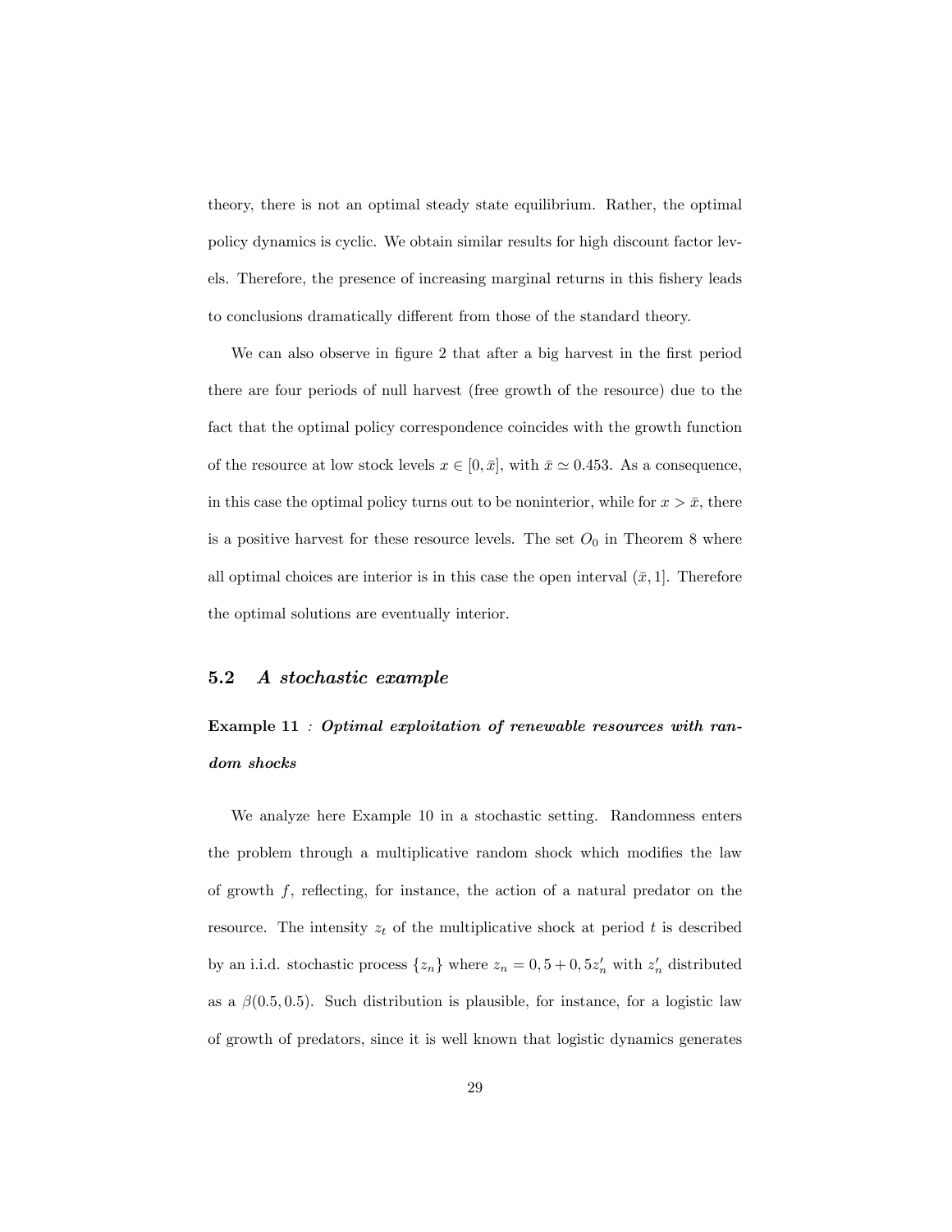theory, there is not an optimal steady state equilibrium. Rather, the optimal policy dynamics is cyclic. We obtain similar results for high discount factor levels. Therefore, the presence of increasing marginal returns in this fishery leads to conclusions dramatically different from those of the standard theory.

We can also observe in figure 2 that after a big harvest in the first period there are four periods of null harvest (free growth of the resource) due to the fact that the optimal policy correspondence coincides with the growth function of the resource at low stock levels $x \in [0, \bar{x}]$, with $\bar{x} \simeq 0.453$. As a consequence, in this case the optimal policy turns out to be noninterior, while for $x > \bar{x}$, there is a positive harvest for these resource levels. The set $O_0$ in Theorem 8 where all optimal choices are interior is in this case the open interval $(\bar{x}, 1]$. Therefore the optimal solutions are eventually interior.

## 5.2 *A stochastic example*

**Example 11** *: **Optimal exploitation of renewable resources with random shocks***

We analyze here Example 10 in a stochastic setting. Randomness enters the problem through a multiplicative random shock which modifies the law of growth $f$, reflecting, for instance, the action of a natural predator on the resource. The intensity $z_t$ of the multiplicative shock at period $t$ is described by an i.i.d. stochastic process $\{z_n\}$ where $z_n = 0,5 + 0,5z'_n$ with $z'_n$ distributed as a $\beta(0.5, 0.5)$. Such distribution is plausible, for instance, for a logistic law of growth of predators, since it is well known that logistic dynamics generates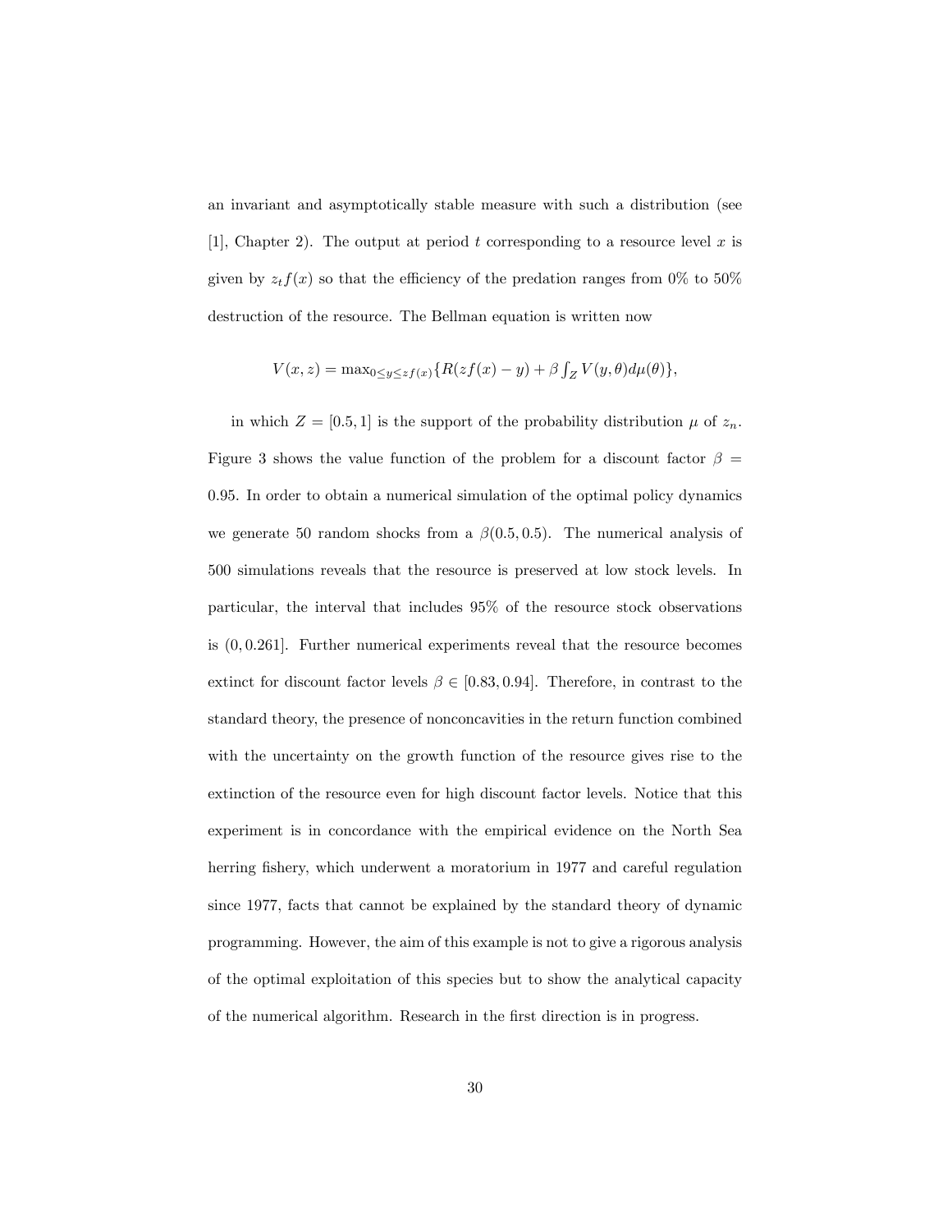an invariant and asymptotically stable measure with such a distribution (see [1], Chapter 2). The output at period $t$ corresponding to a resource level $x$ is given by $z_t f(x)$ so that the efficiency of the predation ranges from 0% to 50% destruction of the resource. The Bellman equation is written now

$$V(x,z) = \max_{0 \leq y \leq zf(x)} \{R(zf(x) - y) + \beta \int_Z V(y,\theta) d\mu(\theta)\},$$

in which $Z = [0.5, 1]$ is the support of the probability distribution $\mu$ of $z_n$. Figure 3 shows the value function of the problem for a discount factor $\beta = 0.95$. In order to obtain a numerical simulation of the optimal policy dynamics we generate 50 random shocks from a $\beta(0.5, 0.5)$. The numerical analysis of 500 simulations reveals that the resource is preserved at low stock levels. In particular, the interval that includes 95% of the resource stock observations is $(0, 0.261]$. Further numerical experiments reveal that the resource becomes extinct for discount factor levels $\beta \in [0.83, 0.94]$. Therefore, in contrast to the standard theory, the presence of nonconcavities in the return function combined with the uncertainty on the growth function of the resource gives rise to the extinction of the resource even for high discount factor levels. Notice that this experiment is in concordance with the empirical evidence on the North Sea herring fishery, which underwent a moratorium in 1977 and careful regulation since 1977, facts that cannot be explained by the standard theory of dynamic programming. However, the aim of this example is not to give a rigorous analysis of the optimal exploitation of this species but to show the analytical capacity of the numerical algorithm. Research in the first direction is in progress.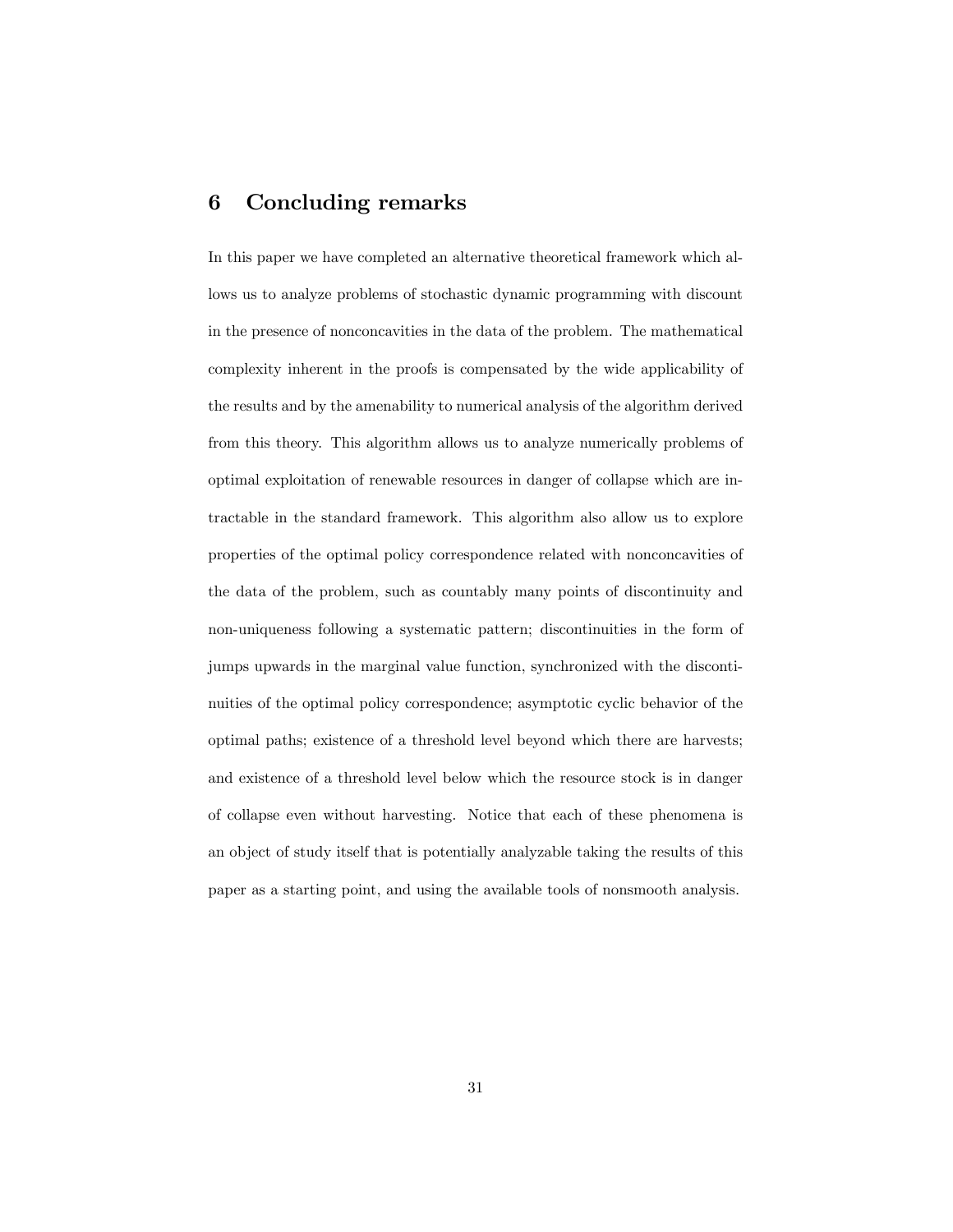## 6 Concluding remarks

In this paper we have completed an alternative theoretical framework which allows us to analyze problems of stochastic dynamic programming with discount in the presence of nonconcavities in the data of the problem. The mathematical complexity inherent in the proofs is compensated by the wide applicability of the results and by the amenability to numerical analysis of the algorithm derived from this theory. This algorithm allows us to analyze numerically problems of optimal exploitation of renewable resources in danger of collapse which are intractable in the standard framework. This algorithm also allow us to explore properties of the optimal policy correspondence related with nonconcavities of the data of the problem, such as countably many points of discontinuity and non-uniqueness following a systematic pattern; discontinuities in the form of jumps upwards in the marginal value function, synchronized with the discontinuities of the optimal policy correspondence; asymptotic cyclic behavior of the optimal paths; existence of a threshold level beyond which there are harvests; and existence of a threshold level below which the resource stock is in danger of collapse even without harvesting. Notice that each of these phenomena is an object of study itself that is potentially analyzable taking the results of this paper as a starting point, and using the available tools of nonsmooth analysis.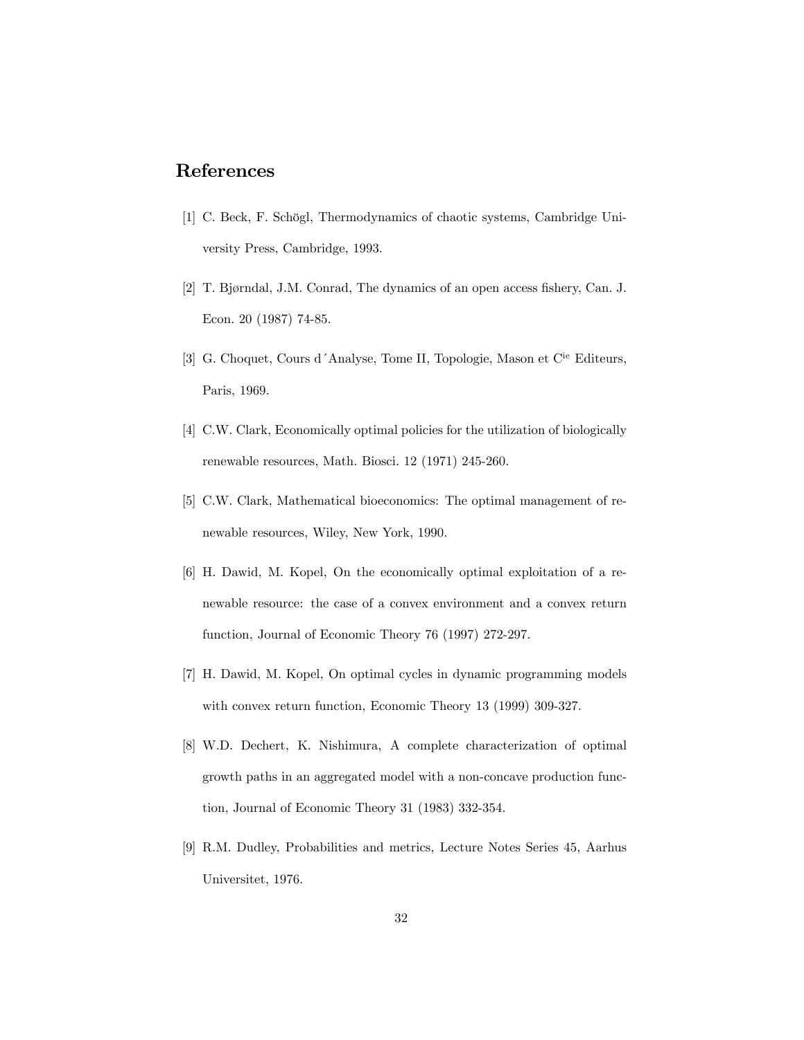## References

[1] C. Beck, F. Schögl, Thermodynamics of chaotic systems, Cambridge University Press, Cambridge, 1993.

[2] T. Bjørndal, J.M. Conrad, The dynamics of an open access fishery, Can. J. Econ. 20 (1987) 74-85.

[3] G. Choquet, Cours d´Analyse, Tome II, Topologie, Mason et C[ie] Editeurs, Paris, 1969.

[4] C.W. Clark, Economically optimal policies for the utilization of biologically renewable resources, Math. Biosci. 12 (1971) 245-260.

[5] C.W. Clark, Mathematical bioeconomics: The optimal management of renewable resources, Wiley, New York, 1990.

[6] H. Dawid, M. Kopel, On the economically optimal exploitation of a renewable resource: the case of a convex environment and a convex return function, Journal of Economic Theory 76 (1997) 272-297.

[7] H. Dawid, M. Kopel, On optimal cycles in dynamic programming models with convex return function, Economic Theory 13 (1999) 309-327.

[8] W.D. Dechert, K. Nishimura, A complete characterization of optimal growth paths in an aggregated model with a non-concave production function, Journal of Economic Theory 31 (1983) 332-354.

[9] R.M. Dudley, Probabilities and metrics, Lecture Notes Series 45, Aarhus Universitet, 1976.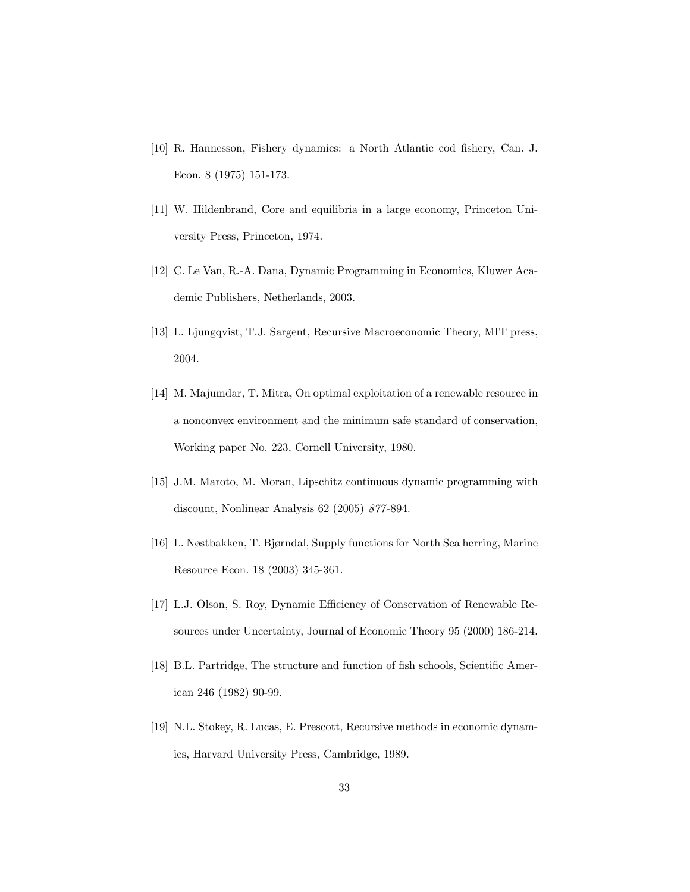[10] R. Hannesson, Fishery dynamics: a North Atlantic cod fishery, Can. J. Econ. 8 (1975) 151-173.

[11] W. Hildenbrand, Core and equilibria in a large economy, Princeton University Press, Princeton, 1974.

[12] C. Le Van, R.-A. Dana, Dynamic Programming in Economics, Kluwer Academic Publishers, Netherlands, 2003.

[13] L. Ljungqvist, T.J. Sargent, Recursive Macroeconomic Theory, MIT press, 2004.

[14] M. Majumdar, T. Mitra, On optimal exploitation of a renewable resource in a nonconvex environment and the minimum safe standard of conservation, Working paper No. 223, Cornell University, 1980.

[15] J.M. Maroto, M. Moran, Lipschitz continuous dynamic programming with discount, Nonlinear Analysis 62 (2005) 877-894.

[16] L. Nøstbakken, T. Bjørndal, Supply functions for North Sea herring, Marine Resource Econ. 18 (2003) 345-361.

[17] L.J. Olson, S. Roy, Dynamic Efficiency of Conservation of Renewable Resources under Uncertainty, Journal of Economic Theory 95 (2000) 186-214.

[18] B.L. Partridge, The structure and function of fish schools, Scientific American 246 (1982) 90-99.

[19] N.L. Stokey, R. Lucas, E. Prescott, Recursive methods in economic dynamics, Harvard University Press, Cambridge, 1989.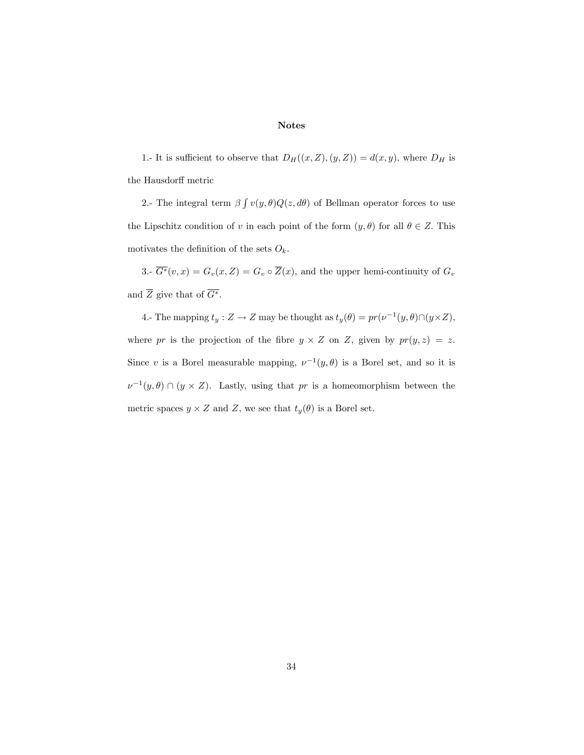**Notes**

1.- It is sufficient to observe that $D_H((x, Z), (y, Z)) = d(x, y)$, where $D_H$ is the Hausdorff metric

2.- The integral term $\beta \int v(y, \theta) Q(z, d\theta)$ of Bellman operator forces to use the Lipschitz condition of $v$ in each point of the form $(y, \theta)$ for all $\theta \in Z$. This motivates the definition of the sets $O_k$.

3.- $\overline{G^*}(v, x) = G_v(x, Z) = G_v \circ \overline{Z}(x)$, and the upper hemi-continuity of $G_v$ and $\overline{Z}$ give that of $\overline{G^*}$.

4.- The mapping $t_y : Z \to Z$ may be thought as $t_y(\theta) = pr(\nu^{-1}(y, \theta) \cap (y \times Z)$, where $pr$ is the projection of the fibre $y \times Z$ on $Z$, given by $pr(y, z) = z$. Since $v$ is a Borel measurable mapping, $\nu^{-1}(y, \theta)$ is a Borel set, and so it is $\nu^{-1}(y, \theta) \cap (y \times Z)$. Lastly, using that $pr$ is a homeomorphism between the metric spaces $y \times Z$ and $Z$, we see that $t_y(\theta)$ is a Borel set.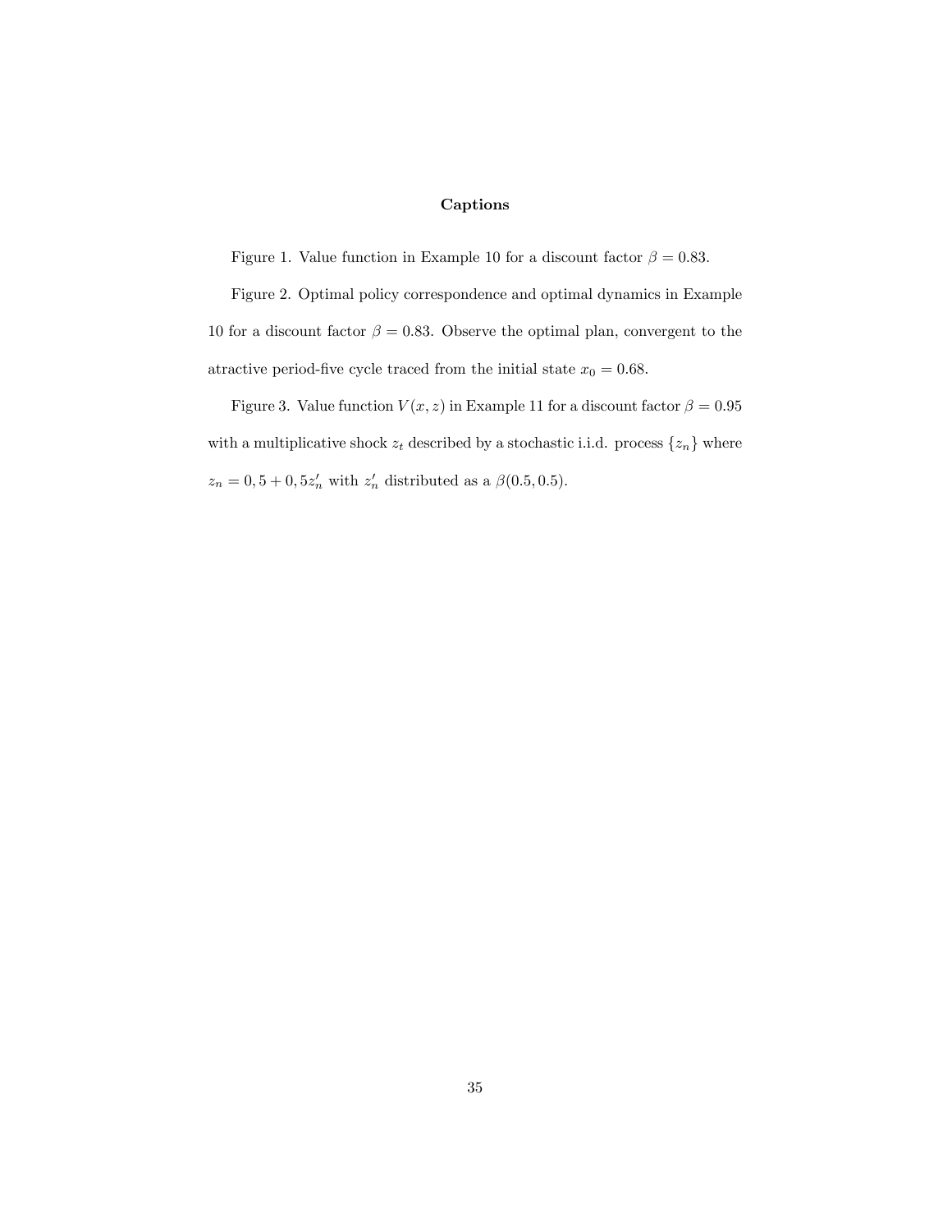## Captions

Figure 1. Value function in Example 10 for a discount factor $\beta = 0.83$.

Figure 2. Optimal policy correspondence and optimal dynamics in Example 10 for a discount factor $\beta = 0.83$. Observe the optimal plan, convergent to the atractive period-five cycle traced from the initial state $x_0 = 0.68$.

Figure 3. Value function $V(x, z)$ in Example 11 for a discount factor $\beta = 0.95$ with a multiplicative shock $z_t$ described by a stochastic i.i.d. process $\{z_n\}$ where $z_n = 0,5 + 0,5z'_n$ with $z'_n$ distributed as a $\beta(0.5, 0.5)$.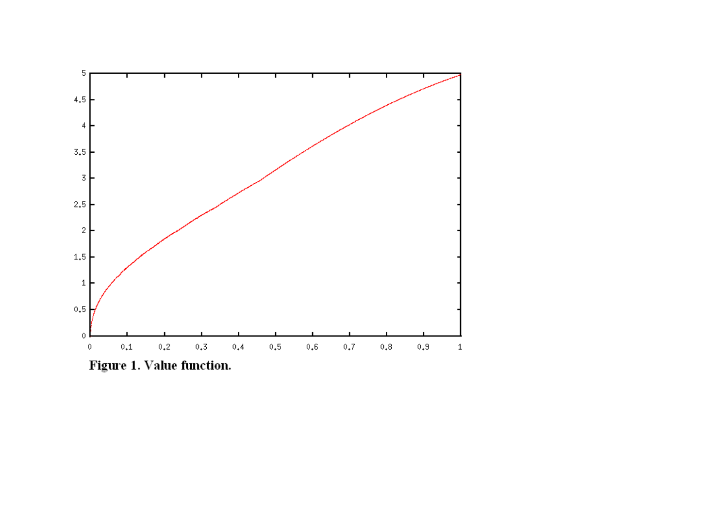**Figure 1. Value function.**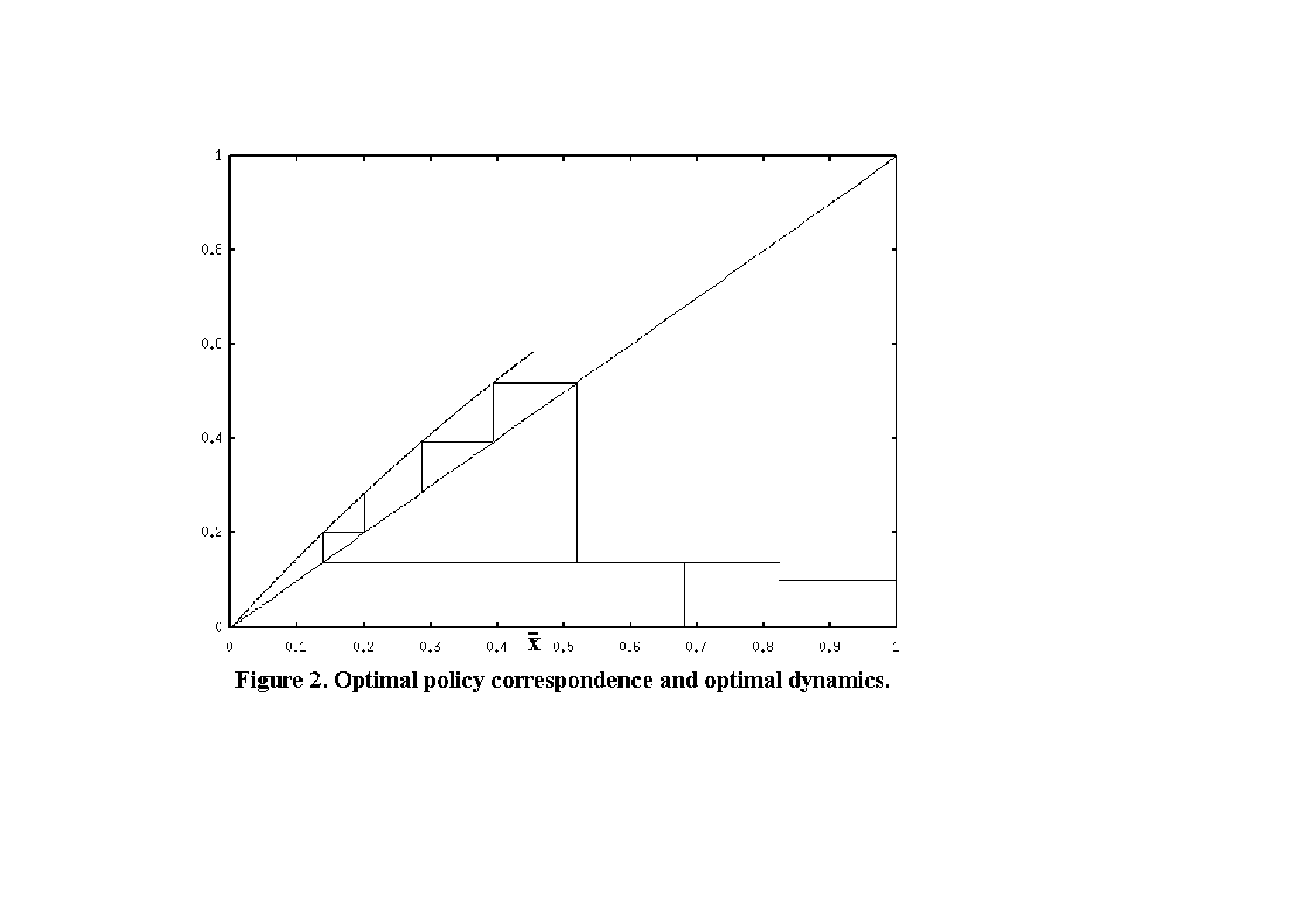**Figure 2. Optimal policy correspondence and optimal dynamics.**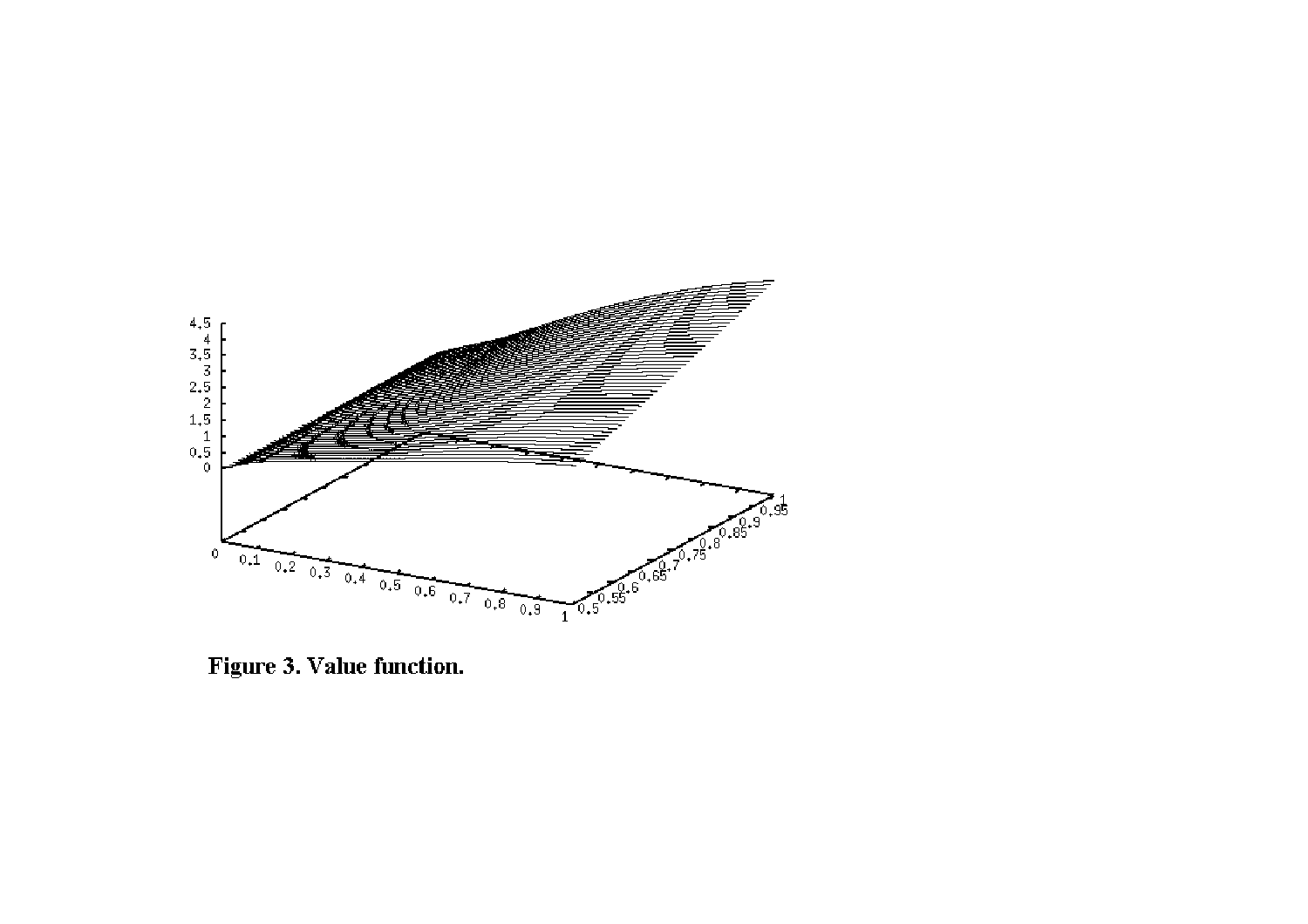4.5
4
3.5
3
2.5
2
1.5
1
0.5
0

0
0.1
0.2
0.3
0.4
0.5
0.6
0.7
0.8
0.9
1

0.5
0.55
0.6
0.65
0.7
0.75
0.8
0.85
0.9
0.95
1

**Figure 3. Value function.**